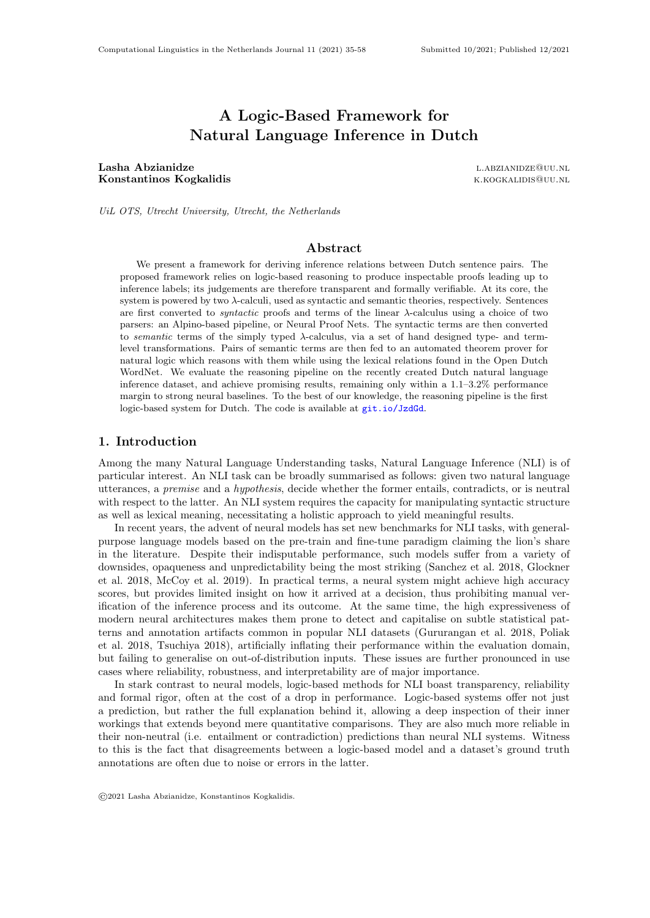# A Logic-Based Framework for Natural Language Inference in Dutch

**Lasha Abzianidze** L.ABZIANIDZE@UU.NL
**Konstantinos Kogkalidis** K.KOGKALIDIS@UU.NL

*UiL OTS, Utrecht University, Utrecht, the Netherlands*

## Abstract

We present a framework for deriving inference relations between Dutch sentence pairs. The proposed framework relies on logic-based reasoning to produce inspectable proofs leading up to inference labels; its judgements are therefore transparent and formally verifiable. At its core, the system is powered by two $\lambda$-calculi, used as syntactic and semantic theories, respectively. Sentences are first converted to *syntactic* proofs and terms of the linear $\lambda$-calculus using a choice of two parsers: an Alpino-based pipeline, or Neural Proof Nets. The syntactic terms are then converted to *semantic* terms of the simply typed $\lambda$-calculus, via a set of hand designed type- and term-level transformations. Pairs of semantic terms are then fed to an automated theorem prover for natural logic which reasons with them while using the lexical relations found in the Open Dutch WordNet. We evaluate the reasoning pipeline on the recently created Dutch natural language inference dataset, and achieve promising results, remaining only within a 1.1–3.2% performance margin to strong neural baselines. To the best of our knowledge, the reasoning pipeline is the first logic-based system for Dutch. The code is available at git.io/JzdGd.

## 1. Introduction

Among the many Natural Language Understanding tasks, Natural Language Inference (NLI) is of particular interest. An NLI task can be broadly summarised as follows: given two natural language utterances, a *premise* and a *hypothesis*, decide whether the former entails, contradicts, or is neutral with respect to the latter. An NLI system requires the capacity for manipulating syntactic structure as well as lexical meaning, necessitating a holistic approach to yield meaningful results.

In recent years, the advent of neural models has set new benchmarks for NLI tasks, with general-purpose language models based on the pre-train and fine-tune paradigm claiming the lion's share in the literature. Despite their indisputable performance, such models suffer from a variety of downsides, opaqueness and unpredictability being the most striking (Sanchez et al. 2018, Glockner et al. 2018, McCoy et al. 2019). In practical terms, a neural system might achieve high accuracy scores, but provides limited insight on how it arrived at a decision, thus prohibiting manual verification of the inference process and its outcome. At the same time, the high expressiveness of modern neural architectures makes them prone to detect and capitalise on subtle statistical patterns and annotation artifacts common in popular NLI datasets (Gururangan et al. 2018, Poliak et al. 2018, Tsuchiya 2018), artificially inflating their performance within the evaluation domain, but failing to generalise on out-of-distribution inputs. These issues are further pronounced in use cases where reliability, robustness, and interpretability are of major importance.

In stark contrast to neural models, logic-based methods for NLI boast transparency, reliability and formal rigor, often at the cost of a drop in performance. Logic-based systems offer not just a prediction, but rather the full explanation behind it, allowing a deep inspection of their inner workings that extends beyond mere quantitative comparisons. They are also much more reliable in their non-neutral (i.e. entailment or contradiction) predictions than neural NLI systems. Witness to this is the fact that disagreements between a logic-based model and a dataset's ground truth annotations are often due to noise or errors in the latter.

©2021 Lasha Abzianidze, Konstantinos Kogkalidis.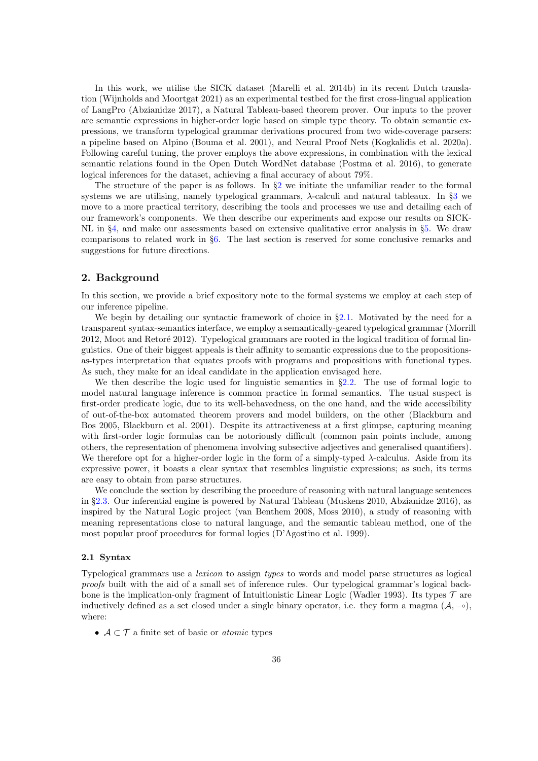In this work, we utilise the SICK dataset (Marelli et al. 2014b) in its recent Dutch translation (Wijnholds and Moortgat 2021) as an experimental testbed for the first cross-lingual application of LangPro (Abzianidze 2017), a Natural Tableau-based theorem prover. Our inputs to the prover are semantic expressions in higher-order logic based on simple type theory. To obtain semantic expressions, we transform typelogical grammar derivations procured from two wide-coverage parsers: a pipeline based on Alpino (Bouma et al. 2001), and Neural Proof Nets (Kogkalidis et al. 2020a). Following careful tuning, the prover employs the above expressions, in combination with the lexical semantic relations found in the Open Dutch WordNet database (Postma et al. 2016), to generate logical inferences for the dataset, achieving a final accuracy of about 79%.

The structure of the paper is as follows. In §2 we initiate the unfamiliar reader to the formal systems we are utilising, namely typelogical grammars, λ-calculi and natural tableaux. In §3 we move to a more practical territory, describing the tools and processes we use and detailing each of our framework's components. We then describe our experiments and expose our results on SICK-NL in §4, and make our assessments based on extensive qualitative error analysis in §5. We draw comparisons to related work in §6. The last section is reserved for some conclusive remarks and suggestions for future directions.

## 2. Background

In this section, we provide a brief expository note to the formal systems we employ at each step of our inference pipeline.

We begin by detailing our syntactic framework of choice in §2.1. Motivated by the need for a transparent syntax-semantics interface, we employ a semantically-geared typelogical grammar (Morrill 2012, Moot and Retoré 2012). Typelogical grammars are rooted in the logical tradition of formal linguistics. One of their biggest appeals is their affinity to semantic expressions due to the propositions-as-types interpretation that equates proofs with programs and propositions with functional types. As such, they make for an ideal candidate in the application envisaged here.

We then describe the logic used for linguistic semantics in §2.2. The use of formal logic to model natural language inference is common practice in formal semantics. The usual suspect is first-order predicate logic, due to its well-behavedness, on the one hand, and the wide accessibility of out-of-the-box automated theorem provers and model builders, on the other (Blackburn and Bos 2005, Blackburn et al. 2001). Despite its attractiveness at a first glimpse, capturing meaning with first-order logic formulas can be notoriously difficult (common pain points include, among others, the representation of phenomena involving subsective adjectives and generalised quantifiers). We therefore opt for a higher-order logic in the form of a simply-typed λ-calculus. Aside from its expressive power, it boasts a clear syntax that resembles linguistic expressions; as such, its terms are easy to obtain from parse structures.

We conclude the section by describing the procedure of reasoning with natural language sentences in §2.3. Our inferential engine is powered by Natural Tableau (Muskens 2010, Abzianidze 2016), as inspired by the Natural Logic project (van Benthem 2008, Moss 2010), a study of reasoning with meaning representations close to natural language, and the semantic tableau method, one of the most popular proof procedures for formal logics (D'Agostino et al. 1999).

### 2.1 Syntax

Typelogical grammars use a *lexicon* to assign *types* to words and model parse structures as logical *proofs* built with the aid of a small set of inference rules. Our typelogical grammar's logical backbone is the implication-only fragment of Intuitionistic Linear Logic (Wadler 1993). Its types $\mathcal{T}$ are inductively defined as a set closed under a single binary operator, i.e. they form a magma $(\mathcal{A}, \multimap)$, where:

- $\mathcal{A} \subset \mathcal{T}$ a finite set of basic or *atomic* types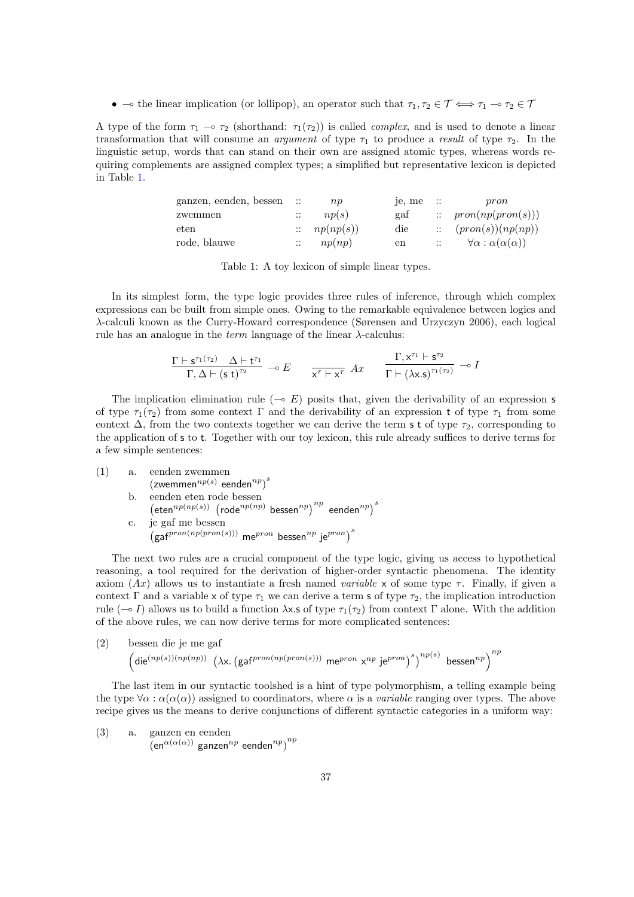- $\multimap$ the linear implication (or lollipop), an operator such that $\tau_1, \tau_2 \in \mathcal{T} \iff \tau_1 \multimap \tau_2 \in \mathcal{T}$

A type of the form $\tau_1 \multimap \tau_2$ (shorthand: $\tau_1(\tau_2)$) is called *complex*, and is used to denote a linear transformation that will consume an *argument* of type $\tau_1$ to produce a *result* of type $\tau_2$. In the linguistic setup, words that can stand on their own are assigned atomic types, whereas words requiring complements are assigned complex types; a simplified but representative lexicon is depicted in Table 1.

| | | | | | |
|---|---|---|---|---|---|
| ganzen, eenden, bessen | :: | $np$ | je, me | :: | $pron$ |
| zwemmen | :: | $np(s)$ | gaf | :: | $pron(np(pron(s)))$ |
| eten | :: | $np(np(s))$ | die | :: | $(pron(s))(np(np))$ |
| rode, blauwe | :: | $np(np)$ | en | :: | $\forall\alpha : \alpha(\alpha(\alpha))$ |

Table 1: A toy lexicon of simple linear types.

In its simplest form, the type logic provides three rules of inference, through which complex expressions can be built from simple ones. Owing to the remarkable equivalence between logics and λ-calculi known as the Curry-Howard correspondence (Sørensen and Urzyczyn 2006), each logical rule has an analogue in the *term* language of the linear λ-calculus:

$$\frac{\Gamma \vdash \mathsf{s}^{\tau_1(\tau_2)} \quad \Delta \vdash \mathsf{t}^{\tau_1}}{\Gamma, \Delta \vdash (\mathsf{s}\ \mathsf{t})^{\tau_2}} \multimap E \qquad \frac{}{\mathsf{x}^{\tau} \vdash \mathsf{x}^{\tau}}\ Ax \qquad \frac{\Gamma, \mathsf{x}^{\tau_1} \vdash \mathsf{s}^{\tau_2}}{\Gamma \vdash (\lambda\mathsf{x}.\mathsf{s})^{\tau_1(\tau_2)}} \multimap I$$

The implication elimination rule ($\multimap E$) posits that, given the derivability of an expression $\mathsf{s}$ of type $\tau_1(\tau_2)$ from some context $\Gamma$ and the derivability of an expression $\mathsf{t}$ of type $\tau_1$ from some context $\Delta$, from the two contexts together we can derive the term $\mathsf{s}\ \mathsf{t}$ of type $\tau_2$, corresponding to the application of $\mathsf{s}$ to $\mathsf{t}$. Together with our toy lexicon, this rule already suffices to derive terms for a few simple sentences:

(1) a. eenden zwemmen
$\left(\mathsf{zwemmen}^{np(s)}\ \mathsf{eenden}^{np}\right)^{s}$

b. eenden eten rode bessen
$\left(\mathsf{eten}^{np(np(s))}\ \left(\mathsf{rode}^{np(np)}\ \mathsf{bessen}^{np}\right)^{np}\ \mathsf{eenden}^{np}\right)^{s}$

c. je gaf me bessen
$\left(\mathsf{gaf}^{pron(np(pron(s)))}\ \mathsf{me}^{pron}\ \mathsf{bessen}^{np}\ \mathsf{je}^{pron}\right)^{s}$

The next two rules are a crucial component of the type logic, giving us access to hypothetical reasoning, a tool required for the derivation of higher-order syntactic phenomena. The identity axiom ($Ax$) allows us to instantiate a fresh named *variable* $\mathsf{x}$ of some type $\tau$. Finally, if given a context $\Gamma$ and a variable $\mathsf{x}$ of type $\tau_1$ we can derive a term $\mathsf{s}$ of type $\tau_2$, the implication introduction rule ($\multimap I$) allows us to build a function $\lambda\mathsf{x}.\mathsf{s}$ of type $\tau_1(\tau_2)$ from context $\Gamma$ alone. With the addition of the above rules, we can now derive terms for more complicated sentences:

(2) bessen die je me gaf
$\left(\mathsf{die}^{(np(s))(np(np))}\ \left(\lambda\mathsf{x}.\left(\mathsf{gaf}^{pron(np(pron(s)))}\ \mathsf{me}^{pron}\ \mathsf{x}^{np}\ \mathsf{je}^{pron}\right)^{s}\right)^{np(s)}\ \mathsf{bessen}^{np}\right)^{np}$

The last item in our syntactic toolshed is a hint of type polymorphism, a telling example being the type $\forall\alpha : \alpha(\alpha(\alpha))$ assigned to coordinators, where $\alpha$ is a *variable* ranging over types. The above recipe gives us the means to derive conjunctions of different syntactic categories in a uniform way:

(3) a. ganzen en eenden
$\left(\mathsf{en}^{\alpha(\alpha(\alpha))}\ \mathsf{ganzen}^{np}\ \mathsf{eenden}^{np}\right)^{np}$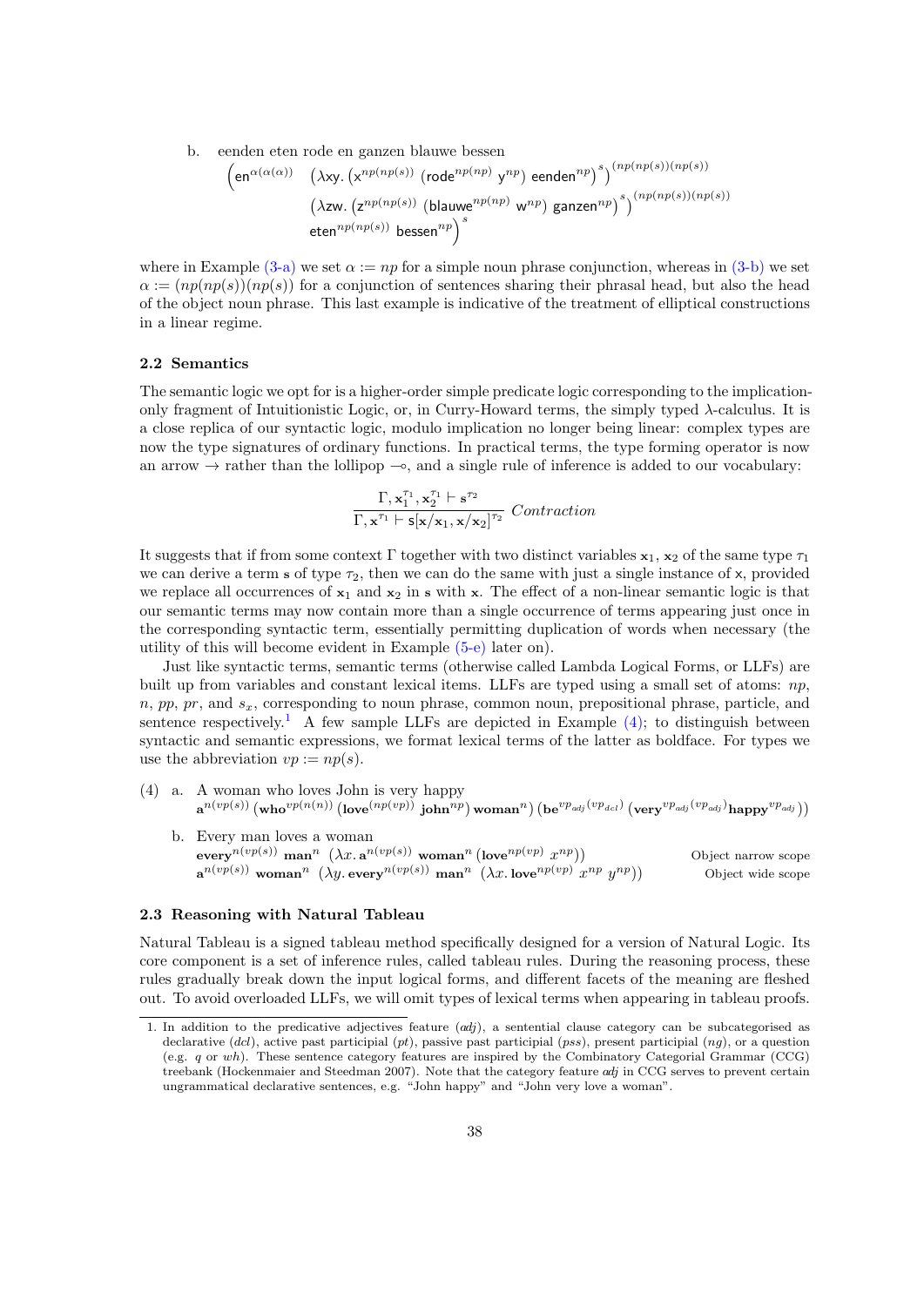b. eenden eten rode en ganzen blauwe bessen

$$\Big(\mathsf{en}^{\alpha(\alpha(\alpha))} \quad \big(\lambda \mathsf{xy}.\, \big(\mathsf{x}^{np(np(s))}\ (\mathsf{rode}^{np(np)}\ \mathsf{y}^{np})\ \mathsf{eenden}^{np}\big)^{s}\big)^{(np(np(s))(np(s))}$$
$$\big(\lambda \mathsf{zw}.\, \big(\mathsf{z}^{np(np(s))}\ (\mathsf{blauwe}^{np(np)}\ \mathsf{w}^{np})\ \mathsf{ganzen}^{np}\big)^{s}\big)^{(np(np(s))(np(s))}$$
$$\mathsf{eten}^{np(np(s))}\ \mathsf{bessen}^{np}\Big)^{s}$$

where in Example (3-a) we set $\alpha := np$ for a simple noun phrase conjunction, whereas in (3-b) we set $\alpha := (np(np(s))(np(s))$ for a conjunction of sentences sharing their phrasal head, but also the head of the object noun phrase. This last example is indicative of the treatment of elliptical constructions in a linear regime.

### 2.2 Semantics

The semantic logic we opt for is a higher-order simple predicate logic corresponding to the implication-only fragment of Intuitionistic Logic, or, in Curry-Howard terms, the simply typed $\lambda$-calculus. It is a close replica of our syntactic logic, modulo implication no longer being linear: complex types are now the type signatures of ordinary functions. In practical terms, the type forming operator is now an arrow $\rightarrow$ rather than the lollipop $\multimap$, and a single rule of inference is added to our vocabulary:

$$\frac{\Gamma, \mathbf{x}_1^{\tau_1}, \mathbf{x}_2^{\tau_1} \vdash \mathbf{s}^{\tau_2}}{\Gamma, \mathsf{x}^{\tau_1} \vdash \mathsf{s}[\mathbf{x}/\mathbf{x}_1, \mathbf{x}/\mathbf{x}_2]^{\tau_2}}\ \textit{Contraction}$$

It suggests that if from some context $\Gamma$ together with two distinct variables $\mathbf{x}_1$, $\mathbf{x}_2$ of the same type $\tau_1$ we can derive a term $\mathbf{s}$ of type $\tau_2$, then we can do the same with just a single instance of $\mathsf{x}$, provided we replace all occurrences of $\mathbf{x}_1$ and $\mathbf{x}_2$ in $\mathbf{s}$ with $\mathbf{x}$. The effect of a non-linear semantic logic is that our semantic terms may now contain more than a single occurrence of terms appearing just once in the corresponding syntactic term, essentially permitting duplication of words when necessary (the utility of this will become evident in Example (5-e) later on).

Just like syntactic terms, semantic terms (otherwise called Lambda Logical Forms, or LLFs) are built up from variables and constant lexical items. LLFs are typed using a small set of atoms: $np$, $n$, $pp$, $pr$, and $s_x$, corresponding to noun phrase, common noun, prepositional phrase, particle, and sentence respectively.[1] A few sample LLFs are depicted in Example (4); to distinguish between syntactic and semantic expressions, we format lexical terms of the latter as boldface. For types we use the abbreviation $vp := np(s)$.

(4) a. A woman who loves John is very happy
$$\mathbf{a}^{n(vp(s))}\ (\mathbf{who}^{vp(n(n))}\ (\mathbf{love}^{(np(vp))}\ \mathbf{john}^{np})\ \mathbf{woman}^{n})\ (\mathbf{be}^{vp_{adj}(vp_{dcl})}\ (\mathbf{very}^{vp_{adj}(vp_{adj})}\mathbf{happy}^{vp_{adj}}))$$

b. Every man loves a woman
$$\mathbf{every}^{n(vp(s))}\ \mathbf{man}^{n}\ \ (\lambda x.\, \mathbf{a}^{n(vp(s))}\ \mathbf{woman}^{n}\ (\mathbf{love}^{np(vp)}\ x^{np})) \qquad \text{Object narrow scope}$$
$$\mathbf{a}^{n(vp(s))}\ \mathbf{woman}^{n}\ \ (\lambda y.\, \mathbf{every}^{n(vp(s))}\ \mathbf{man}^{n}\ \ (\lambda x.\, \mathbf{love}^{np(vp)}\ x^{np}\ y^{np})) \qquad \text{Object wide scope}$$

### 2.3 Reasoning with Natural Tableau

Natural Tableau is a signed tableau method specifically designed for a version of Natural Logic. Its core component is a set of inference rules, called tableau rules. During the reasoning process, these rules gradually break down the input logical forms, and different facets of the meaning are fleshed out. To avoid overloaded LLFs, we will omit types of lexical terms when appearing in tableau proofs.

1. In addition to the predicative adjectives feature ($adj$), a sentential clause category can be subcategorised as declarative ($dcl$), active past participial ($pt$), passive past participial ($pss$), present participial ($ng$), or a question (e.g. $q$ or $wh$). These sentence category features are inspired by the Combinatory Categorial Grammar (CCG) treebank (Hockenmaier and Steedman 2007). Note that the category feature $adj$ in CCG serves to prevent certain ungrammatical declarative sentences, e.g. "John happy" and "John very love a woman".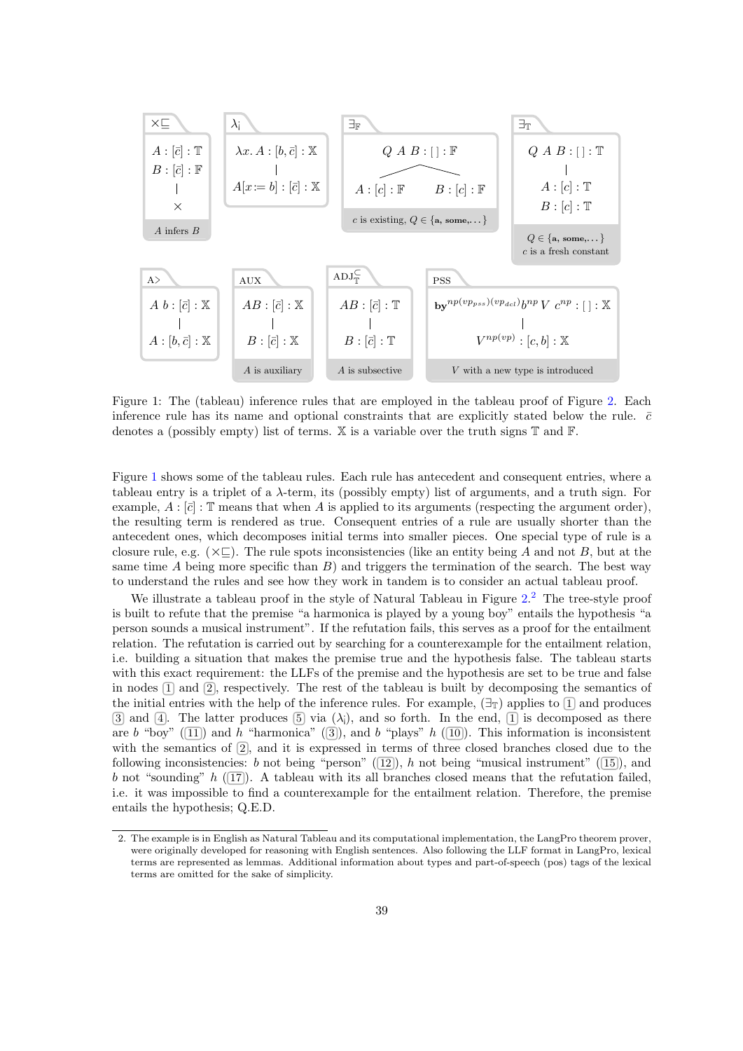**×⊑**

$A : [\bar{c}] : \mathbb{T}$
$B : [\bar{c}] : \mathbb{F}$
$\times$

*A infers B*

**$\lambda_<$**

$\lambda x.\, A : [b, \bar{c}] : \mathbb{X}$
$A[x := b] : [\bar{c}] : \mathbb{X}$

**$\exists_\mathbb{F}$**

$Q\ A\ B : [\,] : \mathbb{F}$
$A : [c] : \mathbb{F}$ | $B : [c] : \mathbb{F}$

*c is existing, $Q \in \{$**a**, **some**,...$\}$*

**$\exists_\mathbb{T}$**

$Q\ A\ B : [\,] : \mathbb{T}$
$A : [c] : \mathbb{T}$
$B : [c] : \mathbb{T}$

*$Q \in \{$**a**, **some**,...$\}$, c is a fresh constant*

**A>**

$A\ b : [\bar{c}] : \mathbb{X}$
$A : [b, \bar{c}] : \mathbb{X}$

**AUX**

$AB : [\bar{c}] : \mathbb{X}$
$B : [\bar{c}] : \mathbb{X}$

*A is auxiliary*

**$\text{ADJ}^{\subseteq}_{\mathbb{T}}$**

$AB : [\bar{c}] : \mathbb{T}$
$B : [\bar{c}] : \mathbb{T}$

*A is subsective*

**PSS**

$\mathbf{by}^{np(vp_{pss})(vp_{dcl})} b^{np}\ V\ c^{np} : [\,] : \mathbb{X}$
$V^{np(vp)} : [c, b] : \mathbb{X}$

*V with a new type is introduced*

Figure 1: The (tableau) inference rules that are employed in the tableau proof of Figure 2. Each inference rule has its name and optional constraints that are explicitly stated below the rule. $\bar{c}$ denotes a (possibly empty) list of terms. $\mathbb{X}$ is a variable over the truth signs $\mathbb{T}$ and $\mathbb{F}$.

Figure 1 shows some of the tableau rules. Each rule has antecedent and consequent entries, where a tableau entry is a triplet of a $\lambda$-term, its (possibly empty) list of arguments, and a truth sign. For example, $A : [\bar{c}] : \mathbb{T}$ means that when $A$ is applied to its arguments (respecting the argument order), the resulting term is rendered as true. Consequent entries of a rule are usually shorter than the antecedent ones, which decomposes initial terms into smaller pieces. One special type of rule is a closure rule, e.g. (×⊑). The rule spots inconsistencies (like an entity being $A$ and not $B$, but at the same time $A$ being more specific than $B$) and triggers the termination of the search. The best way to understand the rules and see how they work in tandem is to consider an actual tableau proof.

We illustrate a tableau proof in the style of Natural Tableau in Figure 2.[2] The tree-style proof is built to refute that the premise "a harmonica is played by a young boy" entails the hypothesis "a person sounds a musical instrument". If the refutation fails, this serves as a proof for the entailment relation. The refutation is carried out by searching for a counterexample for the entailment relation, i.e. building a situation that makes the premise true and the hypothesis false. The tableau starts with this exact requirement: the LLFs of the premise and the hypothesis are set to be true and false in nodes 1 and 2, respectively. The rest of the tableau is built by decomposing the semantics of the initial entries with the help of the inference rules. For example, ($\exists_\mathbb{T}$) applies to 1 and produces 3 and 4. The latter produces 5 via ($\lambda_<$), and so forth. In the end, 1 is decomposed as there are $b$ "boy" (11) and $h$ "harmonica" (3), and $b$ "plays" $h$ (10). This information is inconsistent with the semantics of 2, and it is expressed in terms of three closed branches closed due to the following inconsistencies: $b$ not being "person" (12), $h$ not being "musical instrument" (15), and $b$ not "sounding" $h$ (17). A tableau with its all branches closed means that the refutation failed, i.e. it was impossible to find a counterexample for the entailment relation. Therefore, the premise entails the hypothesis; Q.E.D.

2. The example is in English as Natural Tableau and its computational implementation, the LangPro theorem prover, were originally developed for reasoning with English sentences. Also following the LLF format in LangPro, lexical terms are represented as lemmas. Additional information about types and part-of-speech (pos) tags of the lexical terms are omitted for the sake of simplicity.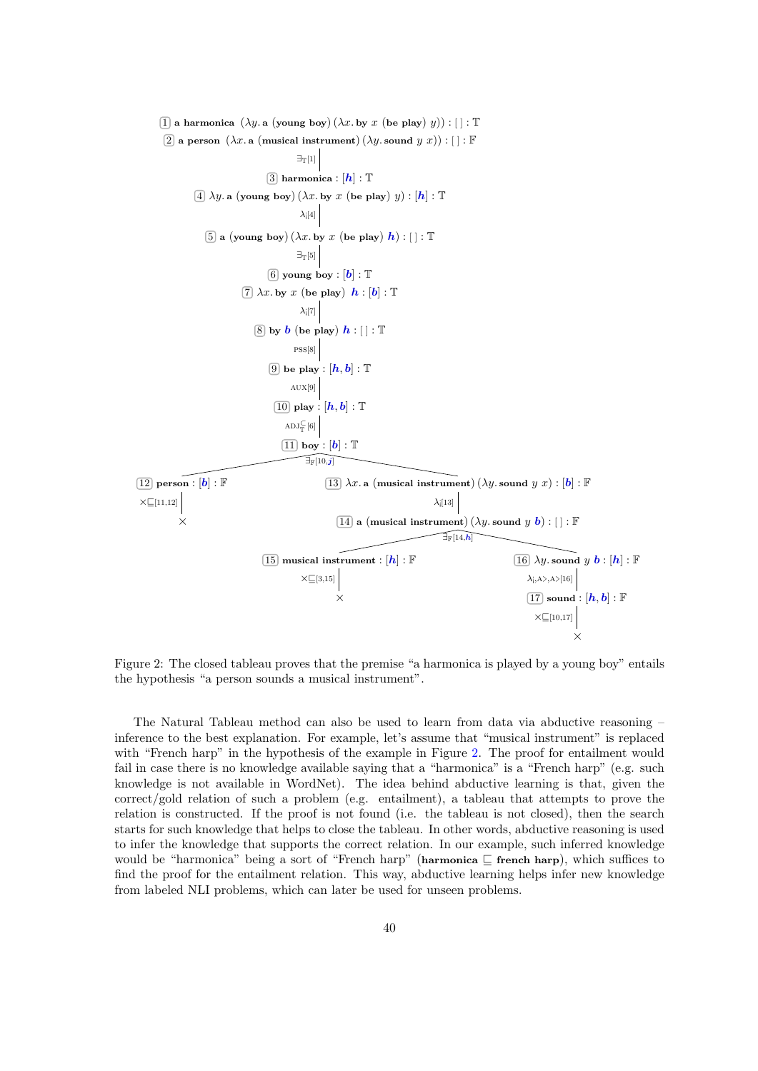1 **a harmonica** ($\lambda y.$ **a** (**young boy**) ($\lambda x.$ **by** $x$ (**be play**) $y$)) : [ ] : $\mathbb{T}$

2 **a person** ($\lambda x.$ **a** (**musical instrument**) ($\lambda y.$ **sound** $y$ $x$)) : [ ] : $\mathbb{F}$

$\exists_{\mathbb{T}}[1]$

3 **harmonica** : [$h$] : $\mathbb{T}$

4 $\lambda y.$ **a** (**young boy**) ($\lambda x.$ **by** $x$ (**be play**) $y$) : [$h$] : $\mathbb{T}$

$\lambda_{[}[4]$

5 **a** (**young boy**) ($\lambda x.$ **by** $x$ (**be play**) $h$) : [ ] : $\mathbb{T}$

$\exists_{\mathbb{T}}[5]$

6 **young boy** : [$b$] : $\mathbb{T}$

7 $\lambda x.$ **by** $x$ (**be play**) $h$ : [$b$] : $\mathbb{T}$

$\lambda_{[}[7]$

8 **by** $b$ (**be play**) $h$ : [ ] : $\mathbb{T}$

PSS[8]

9 **be play** : [$h, b$] : $\mathbb{T}$

AUX[9]

10 **play** : [$h, b$] : $\mathbb{T}$

$\text{ADJ}^{\subseteq}_{\mathbb{T}}[6]$

11 **boy** : [$b$] : $\mathbb{T}$

$\exists_{\mathbb{F}}[10, j]$

- Left branch:
  - 12 **person** : [$b$] : $\mathbb{F}$
  - $\times\sqsubseteq[11,12]$
  - $\times$
- Right branch:
  - 13 $\lambda x.$ **a** (**musical instrument**) ($\lambda y.$ **sound** $y$ $x$) : [$b$] : $\mathbb{F}$
  - $\lambda_{[}[13]$
  - 14 **a** (**musical instrument**) ($\lambda y.$ **sound** $y$ $b$) : [ ] : $\mathbb{F}$
  - $\exists_{\mathbb{F}}[14, h]$
    - Left branch:
      - 15 **musical instrument** : [$h$] : $\mathbb{F}$
      - $\times\sqsubseteq[3,15]$
      - $\times$
    - Right branch:
      - 16 $\lambda y.$ **sound** $y$ $b$ : [$h$] : $\mathbb{F}$
      - $\lambda_{[,A>,A>}[16]$
      - 17 **sound** : [$h, b$] : $\mathbb{F}$
      - $\times\sqsubseteq[10,17]$
      - $\times$

Figure 2: The closed tableau proves that the premise "a harmonica is played by a young boy" entails the hypothesis "a person sounds a musical instrument".

The Natural Tableau method can also be used to learn from data via abductive reasoning – inference to the best explanation. For example, let's assume that "musical instrument" is replaced with "French harp" in the hypothesis of the example in Figure 2. The proof for entailment would fail in case there is no knowledge available saying that a "harmonica" is a "French harp" (e.g. such knowledge is not available in WordNet). The idea behind abductive learning is that, given the correct/gold relation of such a problem (e.g. entailment), a tableau that attempts to prove the relation is constructed. If the proof is not found (i.e. the tableau is not closed), then the search starts for such knowledge that helps to close the tableau. In other words, abductive reasoning is used to infer the knowledge that supports the correct relation. In our example, such inferred knowledge would be "harmonica" being a sort of "French harp" (**harmonica** $\sqsubseteq$ **french harp**), which suffices to find the proof for the entailment relation. This way, abductive learning helps infer new knowledge from labeled NLI problems, which can later be used for unseen problems.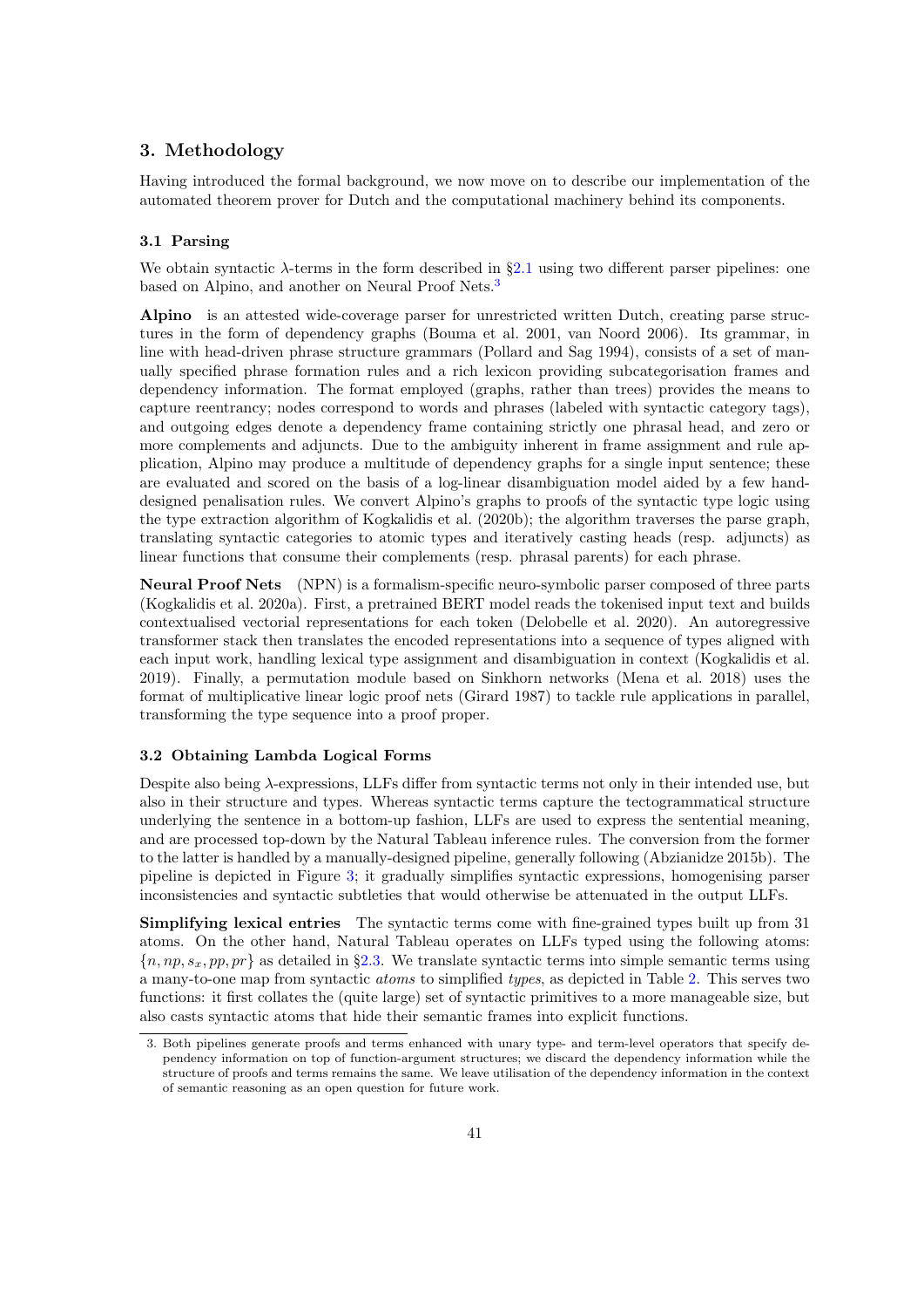## 3. Methodology

Having introduced the formal background, we now move on to describe our implementation of the automated theorem prover for Dutch and the computational machinery behind its components.

### 3.1 Parsing

We obtain syntactic $\lambda$-terms in the form described in §2.1 using two different parser pipelines: one based on Alpino, and another on Neural Proof Nets.[3]

**Alpino** is an attested wide-coverage parser for unrestricted written Dutch, creating parse structures in the form of dependency graphs (Bouma et al. 2001, van Noord 2006). Its grammar, in line with head-driven phrase structure grammars (Pollard and Sag 1994), consists of a set of manually specified phrase formation rules and a rich lexicon providing subcategorisation frames and dependency information. The format employed (graphs, rather than trees) provides the means to capture reentrancy; nodes correspond to words and phrases (labeled with syntactic category tags), and outgoing edges denote a dependency frame containing strictly one phrasal head, and zero or more complements and adjuncts. Due to the ambiguity inherent in frame assignment and rule application, Alpino may produce a multitude of dependency graphs for a single input sentence; these are evaluated and scored on the basis of a log-linear disambiguation model aided by a few hand-designed penalisation rules. We convert Alpino's graphs to proofs of the syntactic type logic using the type extraction algorithm of Kogkalidis et al. (2020b); the algorithm traverses the parse graph, translating syntactic categories to atomic types and iteratively casting heads (resp. adjuncts) as linear functions that consume their complements (resp. phrasal parents) for each phrase.

**Neural Proof Nets** (NPN) is a formalism-specific neuro-symbolic parser composed of three parts (Kogkalidis et al. 2020a). First, a pretrained BERT model reads the tokenised input text and builds contextualised vectorial representations for each token (Delobelle et al. 2020). An autoregressive transformer stack then translates the encoded representations into a sequence of types aligned with each input work, handling lexical type assignment and disambiguation in context (Kogkalidis et al. 2019). Finally, a permutation module based on Sinkhorn networks (Mena et al. 2018) uses the format of multiplicative linear logic proof nets (Girard 1987) to tackle rule applications in parallel, transforming the type sequence into a proof proper.

### 3.2 Obtaining Lambda Logical Forms

Despite also being $\lambda$-expressions, LLFs differ from syntactic terms not only in their intended use, but also in their structure and types. Whereas syntactic terms capture the tectogrammatical structure underlying the sentence in a bottom-up fashion, LLFs are used to express the sentential meaning, and are processed top-down by the Natural Tableau inference rules. The conversion from the former to the latter is handled by a manually-designed pipeline, generally following (Abzianidze 2015b). The pipeline is depicted in Figure 3; it gradually simplifies syntactic expressions, homogenising parser inconsistencies and syntactic subtleties that would otherwise be attenuated in the output LLFs.

**Simplifying lexical entries** The syntactic terms come with fine-grained types built up from 31 atoms. On the other hand, Natural Tableau operates on LLFs typed using the following atoms: $\{n, np, s_x, pp, pr\}$ as detailed in §2.3. We translate syntactic terms into simple semantic terms using a many-to-one map from syntactic *atoms* to simplified *types*, as depicted in Table 2. This serves two functions: it first collates the (quite large) set of syntactic primitives to a more manageable size, but also casts syntactic atoms that hide their semantic frames into explicit functions.

3. Both pipelines generate proofs and terms enhanced with unary type- and term-level operators that specify dependency information on top of function-argument structures; we discard the dependency information while the structure of proofs and terms remains the same. We leave utilisation of the dependency information in the context of semantic reasoning as an open question for future work.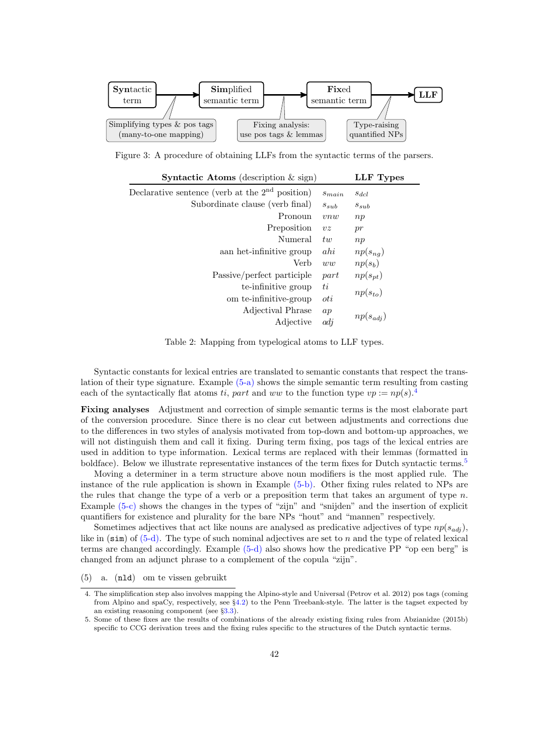| | | | | | | |
|---|---|---|---|---|---|---|
| **Syn**tactic term | → | **Simp**lified semantic term | → | **Fix**ed semantic term | → | **LLF** |
| Simplifying types & pos tags (many-to-one mapping) | | Fixing analysis: use pos tags & lemmas | | Type-raising quantified NPs | | |

Figure 3: A procedure of obtaining LLFs from the syntactic terms of the parsers.

| **Syntactic Atoms** (description & sign) | | **LLF Types** |
|---|---|---|
| Declarative sentence (verb at the 2nd position) | $s_{main}$ | $s_{dcl}$ |
| Subordinate clause (verb final) | $s_{sub}$ | $s_{sub}$ |
| Pronoun | $vnw$ | $np$ |
| Preposition | $vz$ | $pr$ |
| Numeral | $tw$ | $np$ |
| aan het-infinitive group | $ahi$ | $np(s_{ng})$ |
| Verb | $ww$ | $np(s_b)$ |
| Passive/perfect participle | $part$ | $np(s_{pt})$ |
| te-infinitive group | $ti$ | $np(s_{to})$ |
| om te-infinitive-group | $oti$ | $np(s_{to})$ |
| Adjectival Phrase | $ap$ | $np(s_{adj})$ |
| Adjective | $adj$ | $np(s_{adj})$ |

Table 2: Mapping from typelogical atoms to LLF types.

Syntactic constants for lexical entries are translated to semantic constants that respect the translation of their type signature. Example (5-a) shows the simple semantic term resulting from casting each of the syntactically flat atoms $ti$, $part$ and $ww$ to the function type $vp := np(s)$.[4]

**Fixing analyses** Adjustment and correction of simple semantic terms is the most elaborate part of the conversion procedure. Since there is no clear cut between adjustments and corrections due to the differences in two styles of analysis motivated from top-down and bottom-up approaches, we will not distinguish them and call it fixing. During term fixing, pos tags of the lexical entries are used in addition to type information. Lexical terms are replaced with their lemmas (formatted in boldface). Below we illustrate representative instances of the term fixes for Dutch syntactic terms.[5]

Moving a determiner in a term structure above noun modifiers is the most applied rule. The instance of the rule application is shown in Example (5-b). Other fixing rules related to NPs are the rules that change the type of a verb or a preposition term that takes an argument of type $n$. Example (5-c) shows the changes in the types of "zijn" and "snijden" and the insertion of explicit quantifiers for existence and plurality for the bare NPs "hout" and "mannen" respectively.

Sometimes adjectives that act like nouns are analysed as predicative adjectives of type $np(s_{adj})$, like in (`sim`) of (5-d). The type of such nominal adjectives are set to $n$ and the type of related lexical terms are changed accordingly. Example (5-d) also shows how the predicative PP "op een berg" is changed from an adjunct phrase to a complement of the copula "zijn".

(5) a. (`nld`) om te vissen gebruikt

---

4. The simplification step also involves mapping the Alpino-style and Universal (Petrov et al. 2012) pos tags (coming from Alpino and spaCy, respectively, see §4.2) to the Penn Treebank-style. The latter is the tagset expected by an existing reasoning component (see §3.3).

5. Some of these fixes are the results of combinations of the already existing fixing rules from Abzianidze (2015b) specific to CCG derivation trees and the fixing rules specific to the structures of the Dutch syntactic terms.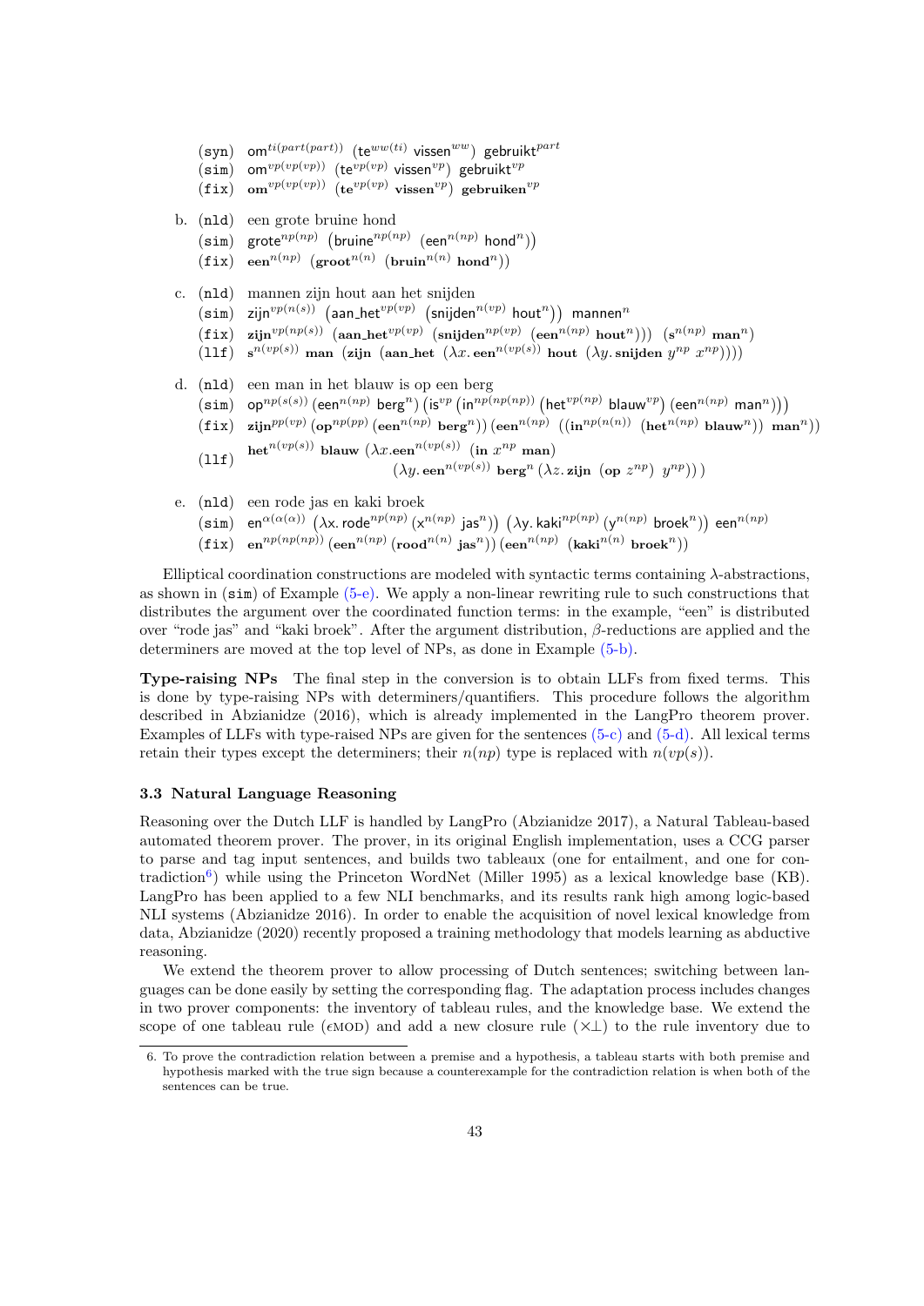(syn) $\mathsf{om}^{ti(part(part))}$ $(\mathsf{te}^{ww(ti)}$ $\mathsf{vissen}^{ww})$ $\mathsf{gebruikt}^{part}$
(sim) $\mathsf{om}^{vp(vp(vp))}$ $(\mathsf{te}^{vp(vp)}$ $\mathsf{vissen}^{vp})$ $\mathsf{gebruikt}^{vp}$
(fix) $\mathbf{om}^{vp(vp(vp))}$ $(\mathbf{te}^{vp(vp)}$ $\mathbf{vissen}^{vp})$ $\mathbf{gebruiken}^{vp}$

b. (nld) een grote bruine hond
(sim) $\mathsf{grote}^{np(np)}$ $(\mathsf{bruine}^{np(np)}$ $(\mathsf{een}^{n(np)}$ $\mathsf{hond}^{n}))$
(fix) $\mathbf{een}^{n(np)}$ $(\mathbf{groot}^{n(n)}$ $(\mathbf{bruin}^{n(n)}$ $\mathbf{hond}^{n}))$

c. (nld) mannen zijn hout aan het snijden
(sim) $\mathsf{zijn}^{vp(n(s))}$ $(\mathsf{aan\_het}^{vp(vp)}$ $(\mathsf{snijden}^{n(vp)}$ $\mathsf{hout}^{n}))$ $\mathsf{mannen}^{n}$
(fix) $\mathbf{zijn}^{vp(np(s))}$ $(\mathbf{aan\_het}^{vp(vp)}$ $(\mathbf{snijden}^{np(vp)}$ $(\mathbf{een}^{n(np)}$ $\mathbf{hout}^{n})))$ $(\mathbf{s}^{n(np)}$ $\mathbf{man}^{n})$
(llf) $\mathbf{s}^{n(vp(s))}$ $\mathbf{man}$ $(\mathbf{zijn}$ $(\mathbf{aan\_het}$ $(\lambda x.\,\mathbf{een}^{n(vp(s))}$ $\mathbf{hout}$ $(\lambda y.\,\mathbf{snijden}$ $y^{np}$ $x^{np}))))$

d. (nld) een man in het blauw is op een berg
(sim) $\mathsf{op}^{np(s(s))}$ $(\mathsf{een}^{n(np)}$ $\mathsf{berg}^{n})$ $(\mathsf{is}^{vp}$ $(\mathsf{in}^{np(np(np))}$ $(\mathsf{het}^{vp(np)}$ $\mathsf{blauw}^{vp})$ $(\mathsf{een}^{n(np)}$ $\mathsf{man}^{n})))$
(fix) $\mathbf{zijn}^{pp(vp)}$ $(\mathbf{op}^{np(pp)}$ $(\mathbf{een}^{n(np)}$ $\mathbf{berg}^{n}))$ $(\mathbf{een}^{n(np)}$ $((\mathbf{in}^{np(n(n))}$ $(\mathbf{het}^{n(np)}$ $\mathbf{blauw}^{n}))$ $\mathbf{man}^{n}))$
(llf) $\mathbf{het}^{n(vp(s))}$ $\mathbf{blauw}$ $(\lambda x.\mathbf{een}^{n(vp(s))}$ $(\mathbf{in}$ $x^{np}$ $\mathbf{man})$
$(\lambda y.\,\mathbf{een}^{n(vp(s))}$ $\mathbf{berg}^{n}$ $(\lambda z.\,\mathbf{zijn}$ $(\mathbf{op}$ $z^{np})$ $y^{np})))$

e. (nld) een rode jas en kaki broek
(sim) $\mathsf{en}^{\alpha(\alpha(\alpha))}$ $(\lambda \mathsf{x}.\,\mathsf{rode}^{np(np)}$ $(\mathsf{x}^{n(np)}$ $\mathsf{jas}^{n}))$ $(\lambda \mathsf{y}.\,\mathsf{kaki}^{np(np)}$ $(\mathsf{y}^{n(np)}$ $\mathsf{broek}^{n}))$ $\mathsf{een}^{n(np)}$
(fix) $\mathbf{en}^{np(np(np))}$ $(\mathbf{een}^{n(np)}$ $(\mathbf{rood}^{n(n)}$ $\mathbf{jas}^{n}))$ $(\mathbf{een}^{n(np)}$ $(\mathbf{kaki}^{n(n)}$ $\mathbf{broek}^{n}))$

Elliptical coordination constructions are modeled with syntactic terms containing $\lambda$-abstractions, as shown in (sim) of Example (5-e). We apply a non-linear rewriting rule to such constructions that distributes the argument over the coordinated function terms: in the example, "een" is distributed over "rode jas" and "kaki broek". After the argument distribution, $\beta$-reductions are applied and the determiners are moved at the top level of NPs, as done in Example (5-b).

**Type-raising NPs** The final step in the conversion is to obtain LLFs from fixed terms. This is done by type-raising NPs with determiners/quantifiers. This procedure follows the algorithm described in Abzianidze (2016), which is already implemented in the LangPro theorem prover. Examples of LLFs with type-raised NPs are given for the sentences (5-c) and (5-d). All lexical terms retain their types except the determiners; their $n(np)$ type is replaced with $n(vp(s))$.

### 3.3 Natural Language Reasoning

Reasoning over the Dutch LLF is handled by LangPro (Abzianidze 2017), a Natural Tableau-based automated theorem prover. The prover, in its original English implementation, uses a CCG parser to parse and tag input sentences, and builds two tableaux (one for entailment, and one for contradiction[6]) while using the Princeton WordNet (Miller 1995) as a lexical knowledge base (KB). LangPro has been applied to a few NLI benchmarks, and its results rank high among logic-based NLI systems (Abzianidze 2016). In order to enable the acquisition of novel lexical knowledge from data, Abzianidze (2020) recently proposed a training methodology that models learning as abductive reasoning.

We extend the theorem prover to allow processing of Dutch sentences; switching between languages can be done easily by setting the corresponding flag. The adaptation process includes changes in two prover components: the inventory of tableau rules, and the knowledge base. We extend the scope of one tableau rule ($\epsilon$MOD) and add a new closure rule ($\times\bot$) to the rule inventory due to

6. To prove the contradiction relation between a premise and a hypothesis, a tableau starts with both premise and hypothesis marked with the true sign because a counterexample for the contradiction relation is when both of the sentences can be true.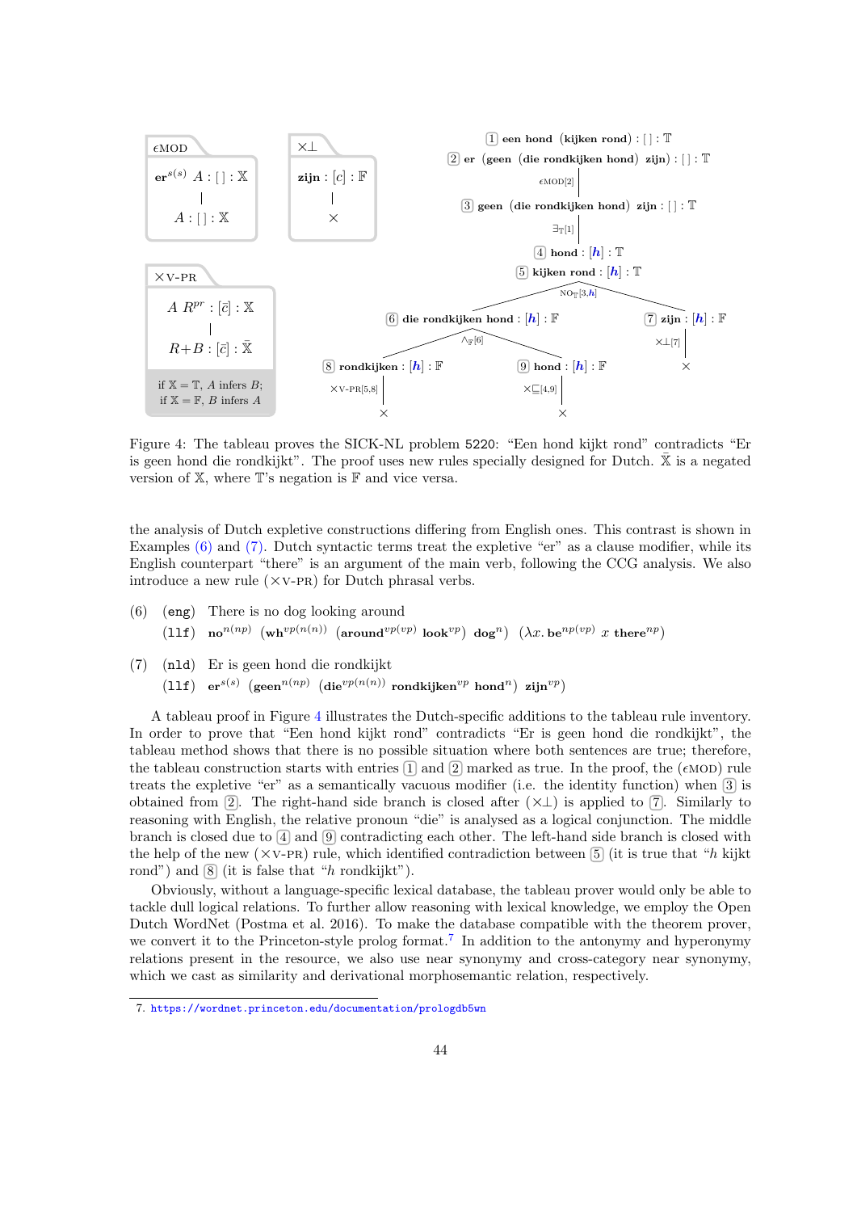**ϵMOD**

$\textbf{er}^{s(s)}\ A : [\,] : \mathbb{X}$

$A : [\,] : \mathbb{X}$

**×⊥**

$\textbf{zijn} : [\vec{c}] : \mathbb{F}$

$\times$

**×V-PR**

$A\ R^{pr} : [\vec{c}] : \mathbb{X}$

$R{+}B : [\vec{c}] : \bar{\mathbb{X}}$

if $\mathbb{X} = \mathbb{T}$, $A$ infers $B$;
if $\mathbb{X} = \mathbb{F}$, $B$ infers $A$

1 **een hond (kijken rond)** : [ ] : $\mathbb{T}$
2 **er (geen (die rondkijken hond) zijn)** : [ ] : $\mathbb{T}$
ϵMOD[2]
3 **geen (die rondkijken hond) zijn** : [ ] : $\mathbb{T}$
$\exists_{\mathbb{T}}$[1]
4 **hond** : [$h$] : $\mathbb{T}$
5 **kijken rond** : [$h$] : $\mathbb{T}$
$\text{NO}_{\mathbb{T}}[3,h]$
6 **die rondkijken hond** : [$h$] : $\mathbb{F}$ | 7 **zijn** : [$h$] : $\mathbb{F}$
$\wedge_{\mathbb{F}}[6]$ | ×⊥[7] → $\times$
8 **rondkijken** : [$h$] : $\mathbb{F}$ ; ×V-PR[5,8] → $\times$ | 9 **hond** : [$h$] : $\mathbb{F}$ ; ×⊑[4,9] → $\times$

Figure 4: The tableau proves the SICK-NL problem 5220: "Een hond kijkt rond" contradicts "Er is geen hond die rondkijkt". The proof uses new rules specially designed for Dutch. $\bar{\mathbb{X}}$ is a negated version of $\mathbb{X}$, where $\mathbb{T}$'s negation is $\mathbb{F}$ and vice versa.

the analysis of Dutch expletive constructions differing from English ones. This contrast is shown in Examples (6) and (7). Dutch syntactic terms treat the expletive "er" as a clause modifier, while its English counterpart "there" is an argument of the main verb, following the CCG analysis. We also introduce a new rule (×V-PR) for Dutch phrasal verbs.

(6) (eng) There is no dog looking around
(llf) $\textbf{no}^{n(np)}$ $(\textbf{wh}^{vp(n(n))}$ $(\textbf{around}^{vp(vp)}$ $\textbf{look}^{vp})$ $\textbf{dog}^{n})$ $(\lambda x.\, \textbf{be}^{np(vp)}\ x\ \textbf{there}^{np})$

(7) (nld) Er is geen hond die rondkijkt
(llf) $\textbf{er}^{s(s)}$ $(\textbf{geen}^{n(np)}$ $(\textbf{die}^{vp(n(n))}$ $\textbf{rondkijken}^{vp}$ $\textbf{hond}^{n})$ $\textbf{zijn}^{vp})$

A tableau proof in Figure 4 illustrates the Dutch-specific additions to the tableau rule inventory. In order to prove that "Een hond kijkt rond" contradicts "Er is geen hond die rondkijkt", the tableau method shows that there is no possible situation where both sentences are true; therefore, the tableau construction starts with entries 1 and 2 marked as true. In the proof, the (ϵMOD) rule treats the expletive "er" as a semantically vacuous modifier (i.e. the identity function) when 3 is obtained from 2. The right-hand side branch is closed after (×⊥) is applied to 7. Similarly to reasoning with English, the relative pronoun "die" is analysed as a logical conjunction. The middle branch is closed due to 4 and 9 contradicting each other. The left-hand side branch is closed with the help of the new (×V-PR) rule, which identified contradiction between 5 (it is true that "$h$ kijkt rond") and 8 (it is false that "$h$ rondkijkt").

Obviously, without a language-specific lexical database, the tableau prover would only be able to tackle dull logical relations. To further allow reasoning with lexical knowledge, we employ the Open Dutch WordNet (Postma et al. 2016). To make the database compatible with the theorem prover, we convert it to the Princeton-style prolog format.[7] In addition to the antonymy and hyperonymy relations present in the resource, we also use near synonymy and cross-category near synonymy, which we cast as similarity and derivational morphosemantic relation, respectively.

7. https://wordnet.princeton.edu/documentation/prologdb5wn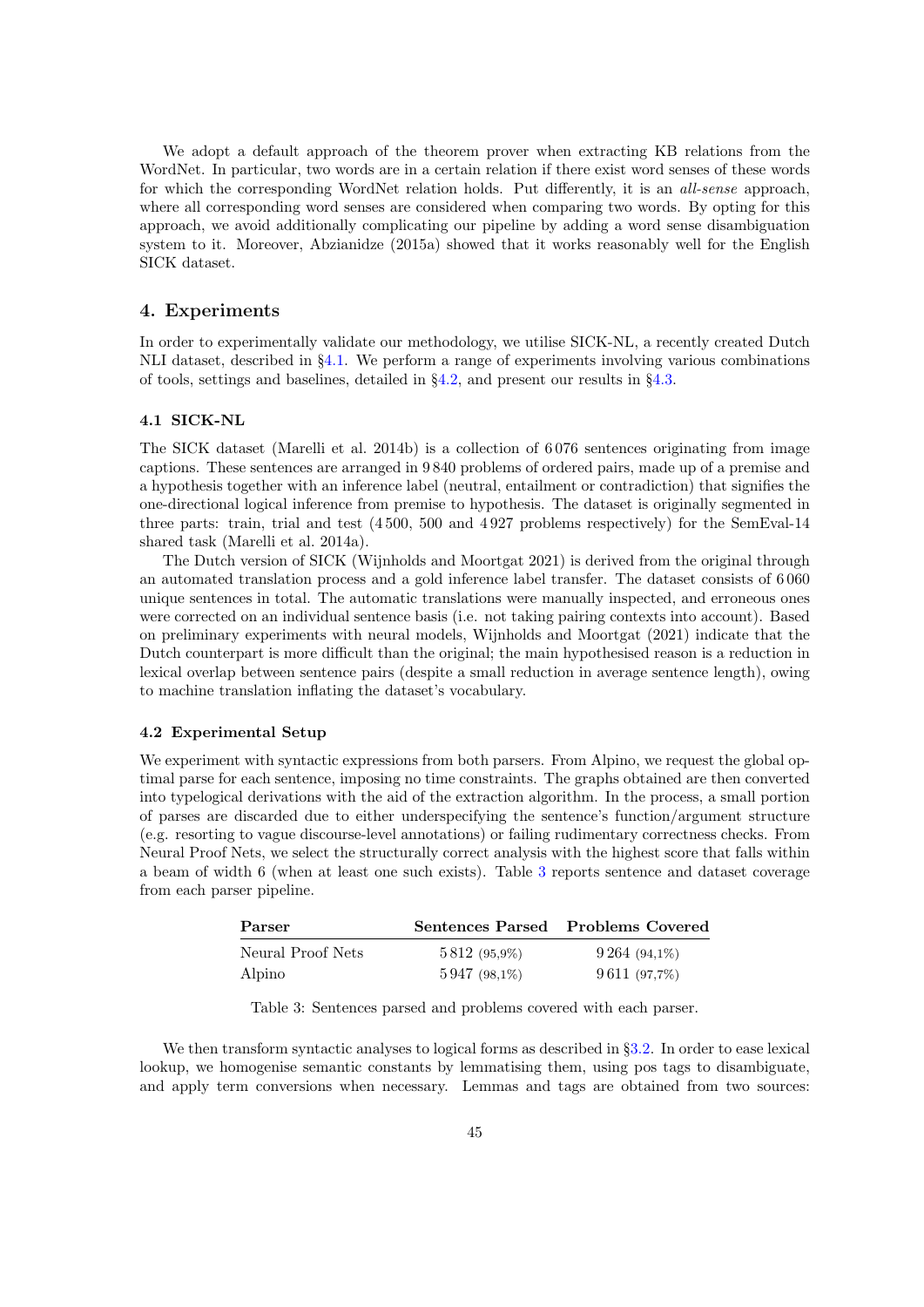We adopt a default approach of the theorem prover when extracting KB relations from the WordNet. In particular, two words are in a certain relation if there exist word senses of these words for which the corresponding WordNet relation holds. Put differently, it is an *all-sense* approach, where all corresponding word senses are considered when comparing two words. By opting for this approach, we avoid additionally complicating our pipeline by adding a word sense disambiguation system to it. Moreover, Abzianidze (2015a) showed that it works reasonably well for the English SICK dataset.

## 4. Experiments

In order to experimentally validate our methodology, we utilise SICK-NL, a recently created Dutch NLI dataset, described in §4.1. We perform a range of experiments involving various combinations of tools, settings and baselines, detailed in §4.2, and present our results in §4.3.

### 4.1 SICK-NL

The SICK dataset (Marelli et al. 2014b) is a collection of 6 076 sentences originating from image captions. These sentences are arranged in 9 840 problems of ordered pairs, made up of a premise and a hypothesis together with an inference label (neutral, entailment or contradiction) that signifies the one-directional logical inference from premise to hypothesis. The dataset is originally segmented in three parts: train, trial and test (4 500, 500 and 4 927 problems respectively) for the SemEval-14 shared task (Marelli et al. 2014a).

The Dutch version of SICK (Wijnholds and Moortgat 2021) is derived from the original through an automated translation process and a gold inference label transfer. The dataset consists of 6 060 unique sentences in total. The automatic translations were manually inspected, and erroneous ones were corrected on an individual sentence basis (i.e. not taking pairing contexts into account). Based on preliminary experiments with neural models, Wijnholds and Moortgat (2021) indicate that the Dutch counterpart is more difficult than the original; the main hypothesised reason is a reduction in lexical overlap between sentence pairs (despite a small reduction in average sentence length), owing to machine translation inflating the dataset's vocabulary.

### 4.2 Experimental Setup

We experiment with syntactic expressions from both parsers. From Alpino, we request the global optimal parse for each sentence, imposing no time constraints. The graphs obtained are then converted into typelogical derivations with the aid of the extraction algorithm. In the process, a small portion of parses are discarded due to either underspecifying the sentence's function/argument structure (e.g. resorting to vague discourse-level annotations) or failing rudimentary correctness checks. From Neural Proof Nets, we select the structurally correct analysis with the highest score that falls within a beam of width 6 (when at least one such exists). Table 3 reports sentence and dataset coverage from each parser pipeline.

| Parser | Sentences Parsed | Problems Covered |
|---|---|---|
| Neural Proof Nets | 5 812 (95,9%) | 9 264 (94,1%) |
| Alpino | 5 947 (98,1%) | 9 611 (97,7%) |

Table 3: Sentences parsed and problems covered with each parser.

We then transform syntactic analyses to logical forms as described in §3.2. In order to ease lexical lookup, we homogenise semantic constants by lemmatising them, using pos tags to disambiguate, and apply term conversions when necessary. Lemmas and tags are obtained from two sources: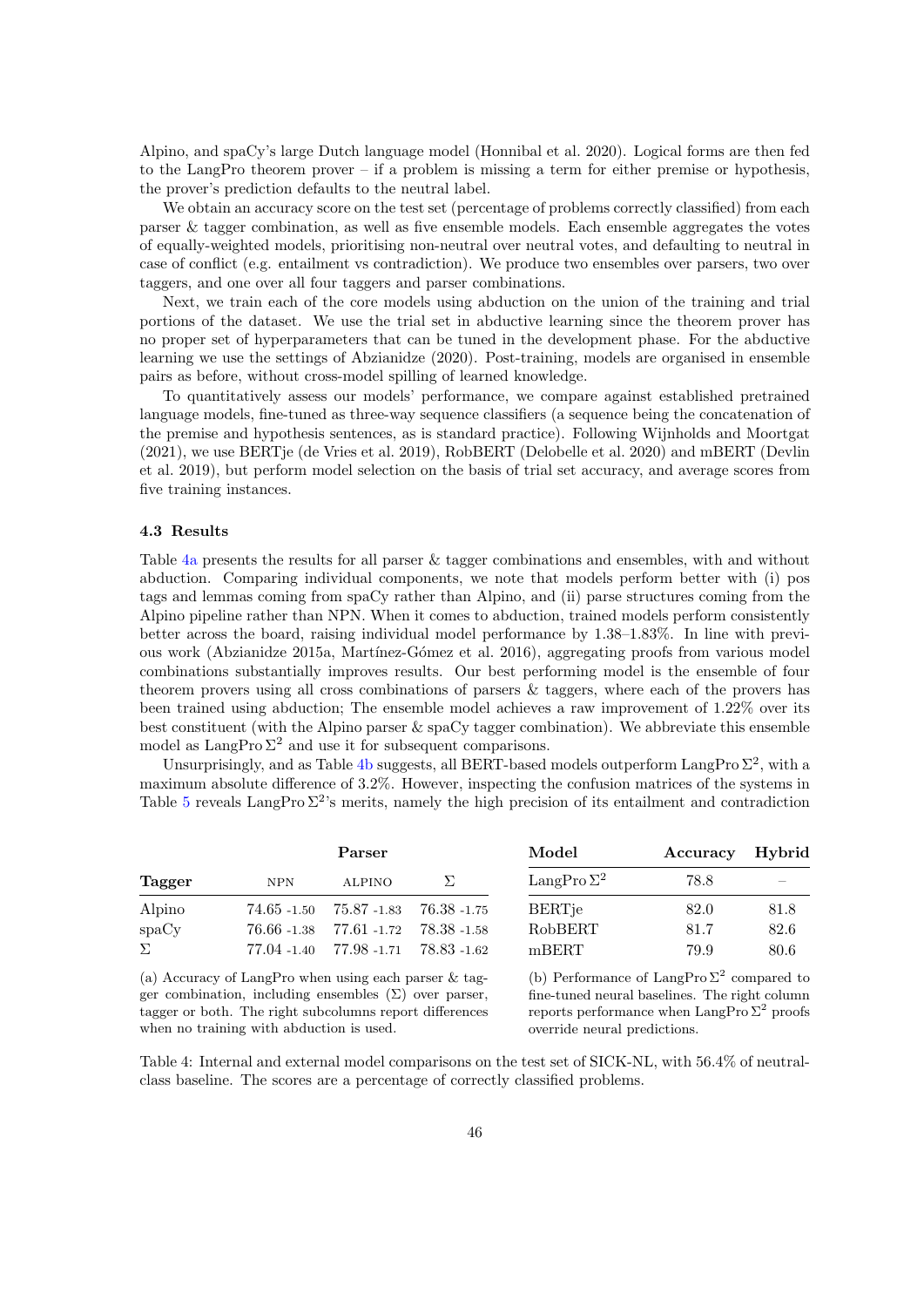Alpino, and spaCy's large Dutch language model (Honnibal et al. 2020). Logical forms are then fed to the LangPro theorem prover – if a problem is missing a term for either premise or hypothesis, the prover's prediction defaults to the neutral label.

We obtain an accuracy score on the test set (percentage of problems correctly classified) from each parser & tagger combination, as well as five ensemble models. Each ensemble aggregates the votes of equally-weighted models, prioritising non-neutral over neutral votes, and defaulting to neutral in case of conflict (e.g. entailment vs contradiction). We produce two ensembles over parsers, two over taggers, and one over all four taggers and parser combinations.

Next, we train each of the core models using abduction on the union of the training and trial portions of the dataset. We use the trial set in abductive learning since the theorem prover has no proper set of hyperparameters that can be tuned in the development phase. For the abductive learning we use the settings of Abzianidze (2020). Post-training, models are organised in ensemble pairs as before, without cross-model spilling of learned knowledge.

To quantitatively assess our models' performance, we compare against established pretrained language models, fine-tuned as three-way sequence classifiers (a sequence being the concatenation of the premise and hypothesis sentences, as is standard practice). Following Wijnholds and Moortgat (2021), we use BERTje (de Vries et al. 2019), RobBERT (Delobelle et al. 2020) and mBERT (Devlin et al. 2019), but perform model selection on the basis of trial set accuracy, and average scores from five training instances.

### 4.3 Results

Table 4a presents the results for all parser & tagger combinations and ensembles, with and without abduction. Comparing individual components, we note that models perform better with (i) pos tags and lemmas coming from spaCy rather than Alpino, and (ii) parse structures coming from the Alpino pipeline rather than NPN. When it comes to abduction, trained models perform consistently better across the board, raising individual model performance by 1.38–1.83%. In line with previous work (Abzianidze 2015a, Martínez-Gómez et al. 2016), aggregating proofs from various model combinations substantially improves results. Our best performing model is the ensemble of four theorem provers using all cross combinations of parsers & taggers, where each of the provers has been trained using abduction; The ensemble model achieves a raw improvement of 1.22% over its best constituent (with the Alpino parser & spaCy tagger combination). We abbreviate this ensemble model as LangPro $\Sigma^2$ and use it for subsequent comparisons.

Unsurprisingly, and as Table 4b suggests, all BERT-based models outperform LangPro $\Sigma^2$, with a maximum absolute difference of 3.2%. However, inspecting the confusion matrices of the systems in Table 5 reveals LangPro $\Sigma^2$'s merits, namely the high precision of its entailment and contradiction

| | Parser | | |
|---|---|---|---|
| **Tagger** | NPN | ALPINO | $\Sigma$ |
| Alpino | 74.65 -1.50 | 75.87 -1.83 | 76.38 -1.75 |
| spaCy | 76.66 -1.38 | 77.61 -1.72 | 78.38 -1.58 |
| $\Sigma$ | 77.04 -1.40 | 77.98 -1.71 | 78.83 -1.62 |

(a) Accuracy of LangPro when using each parser & tagger combination, including ensembles ($\Sigma$) over parser, tagger or both. The right subcolumns report differences when no training with abduction is used.

| **Model** | **Accuracy** | **Hybrid** |
|---|---|---|
| LangPro $\Sigma^2$ | 78.8 | – |
| BERTje | 82.0 | 81.8 |
| RobBERT | 81.7 | 82.6 |
| mBERT | 79.9 | 80.6 |

(b) Performance of LangPro $\Sigma^2$ compared to fine-tuned neural baselines. The right column reports performance when LangPro $\Sigma^2$ proofs override neural predictions.

Table 4: Internal and external model comparisons on the test set of SICK-NL, with 56.4% of neutral-class baseline. The scores are a percentage of correctly classified problems.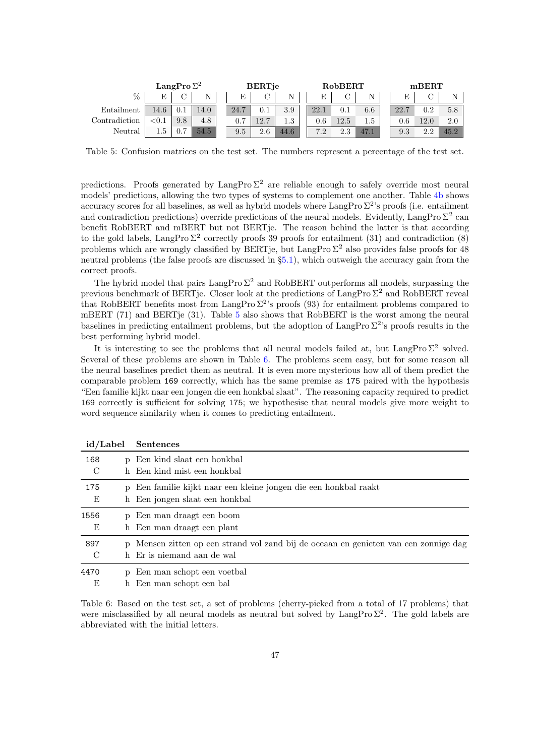| % | LangPro $\Sigma^2$ | | | BERTje | | | RobBERT | | | mBERT | | |
|---|---|---|---|---|---|---|---|---|---|---|---|---|
| | E | C | N | E | C | N | E | C | N | E | C | N |
| Entailment | 14.6 | 0.1 | 14.0 | 24.7 | 0.1 | 3.9 | 22.1 | 0.1 | 6.6 | 22.7 | 0.2 | 5.8 |
| Contradiction | <0.1 | 9.8 | 4.8 | 0.7 | 12.7 | 1.3 | 0.6 | 12.5 | 1.5 | 0.6 | 12.0 | 2.0 |
| Neutral | 1.5 | 0.7 | 54.5 | 9.5 | 2.6 | 44.6 | 7.2 | 2.3 | 47.1 | 9.3 | 2.2 | 45.2 |

Table 5: Confusion matrices on the test set. The numbers represent a percentage of the test set.

predictions. Proofs generated by LangPro $\Sigma^2$ are reliable enough to safely override most neural models' predictions, allowing the two types of systems to complement one another. Table 4b shows accuracy scores for all baselines, as well as hybrid models where LangPro $\Sigma^2$'s proofs (i.e. entailment and contradiction predictions) override predictions of the neural models. Evidently, LangPro $\Sigma^2$ can benefit RobBERT and mBERT but not BERTje. The reason behind the latter is that according to the gold labels, LangPro $\Sigma^2$ correctly proofs 39 proofs for entailment (31) and contradiction (8) problems which are wrongly classified by BERTje, but LangPro $\Sigma^2$ also provides false proofs for 48 neutral problems (the false proofs are discussed in §5.1), which outweigh the accuracy gain from the correct proofs.

The hybrid model that pairs LangPro $\Sigma^2$ and RobBERT outperforms all models, surpassing the previous benchmark of BERTje. Closer look at the predictions of LangPro $\Sigma^2$ and RobBERT reveal that RobBERT benefits most from LangPro $\Sigma^2$'s proofs (93) for entailment problems compared to mBERT (71) and BERTje (31). Table 5 also shows that RobBERT is the worst among the neural baselines in predicting entailment problems, but the adoption of LangPro $\Sigma^2$'s proofs results in the best performing hybrid model.

It is interesting to see the problems that all neural models failed at, but LangPro $\Sigma^2$ solved. Several of these problems are shown in Table 6. The problems seem easy, but for some reason all the neural baselines predict them as neutral. It is even more mysterious how all of them predict the comparable problem 169 correctly, which has the same premise as 175 paired with the hypothesis "Een familie kijkt naar een jongen die een honkbal slaat". The reasoning capacity required to predict 169 correctly is sufficient for solving 175; we hypothesise that neural models give more weight to word sequence similarity when it comes to predicting entailment.

| id/Label | | Sentences |
|---|---|---|
| 168 | p | Een kind slaat een honkbal |
| C | h | Een kind mist een honkbal |
| 175 | p | Een familie kijkt naar een kleine jongen die een honkbal raakt |
| E | h | Een jongen slaat een honkbal |
| 1556 | p | Een man draagt een boom |
| E | h | Een man draagt een plant |
| 897 | p | Mensen zitten op een strand vol zand bij de oceaan en genieten van een zonnige dag |
| C | h | Er is niemand aan de wal |
| 4470 | p | Een man schopt een voetbal |
| E | h | Een man schopt een bal |

Table 6: Based on the test set, a set of problems (cherry-picked from a total of 17 problems) that were misclassified by all neural models as neutral but solved by LangPro $\Sigma^2$. The gold labels are abbreviated with the initial letters.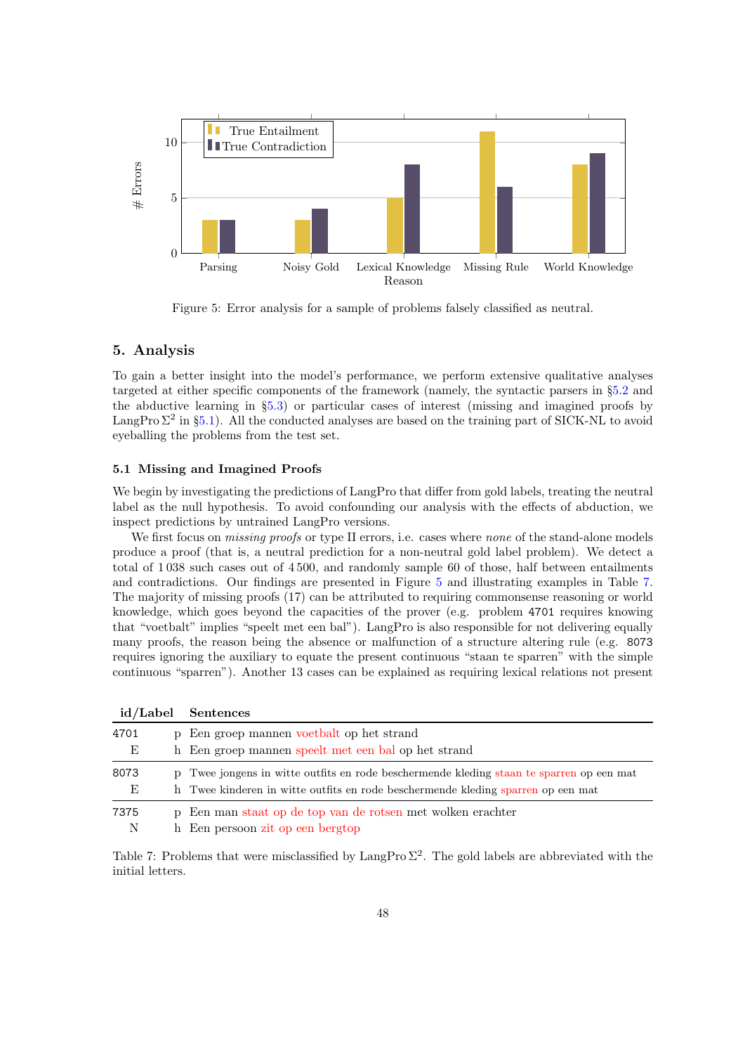Figure 5: Error analysis for a sample of problems falsely classified as neutral.

## 5. Analysis

To gain a better insight into the model's performance, we perform extensive qualitative analyses targeted at either specific components of the framework (namely, the syntactic parsers in §5.2 and the abductive learning in §5.3) or particular cases of interest (missing and imagined proofs by LangPro $\Sigma^2$ in §5.1). All the conducted analyses are based on the training part of SICK-NL to avoid eyeballing the problems from the test set.

### 5.1 Missing and Imagined Proofs

We begin by investigating the predictions of LangPro that differ from gold labels, treating the neutral label as the null hypothesis. To avoid confounding our analysis with the effects of abduction, we inspect predictions by untrained LangPro versions.

We first focus on *missing proofs* or type II errors, i.e. cases where *none* of the stand-alone models produce a proof (that is, a neutral prediction for a non-neutral gold label problem). We detect a total of 1 038 such cases out of 4 500, and randomly sample 60 of those, half between entailments and contradictions. Our findings are presented in Figure 5 and illustrating examples in Table 7. The majority of missing proofs (17) can be attributed to requiring commonsense reasoning or world knowledge, which goes beyond the capacities of the prover (e.g. problem 4701 requires knowing that "voetbalt" implies "speelt met een bal"). LangPro is also responsible for not delivering equally many proofs, the reason being the absence or malfunction of a structure altering rule (e.g. 8073 requires ignoring the auxiliary to equate the present continuous "staan te sparren" with the simple continuous "sparren"). Another 13 cases can be explained as requiring lexical relations not present

| id/Label | | Sentences |
|---|---|---|
| 4701 | p | Een groep mannen voetbalt op het strand |
| E | h | Een groep mannen speelt met een bal op het strand |
| 8073 | p | Twee jongens in witte outfits en rode beschermende kleding staan te sparren op een mat |
| E | h | Twee kinderen in witte outfits en rode beschermende kleding sparren op een mat |
| 7375 | p | Een man staat op de top van de rotsen met wolken erachter |
| N | h | Een persoon zit op een bergtop |

Table 7: Problems that were misclassified by LangPro $\Sigma^2$. The gold labels are abbreviated with the initial letters.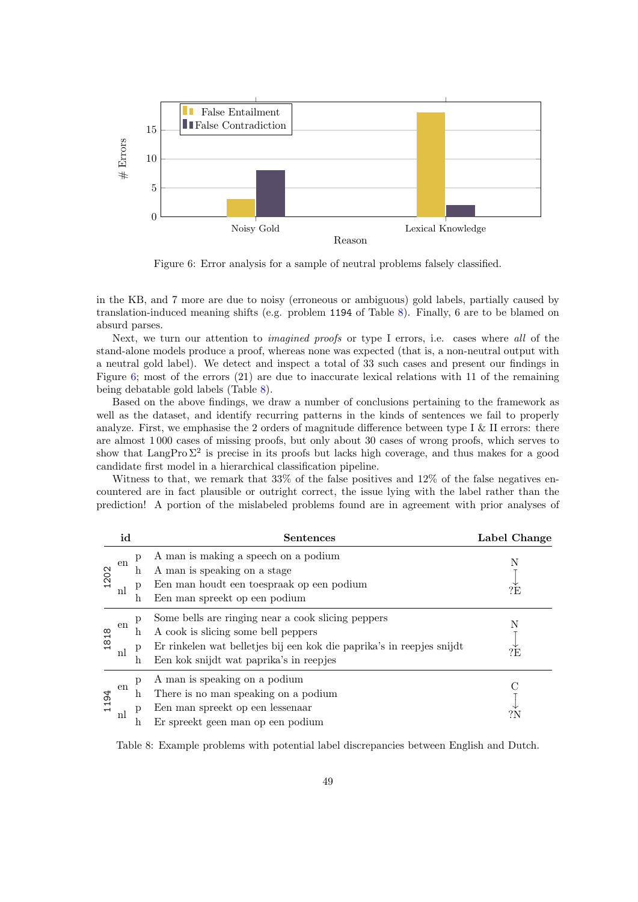Figure 6: Error analysis for a sample of neutral problems falsely classified.

in the KB, and 7 more are due to noisy (erroneous or ambiguous) gold labels, partially caused by translation-induced meaning shifts (e.g. problem `1194` of Table 8). Finally, 6 are to be blamed on absurd parses.

Next, we turn our attention to *imagined proofs* or type I errors, i.e. cases where *all* of the stand-alone models produce a proof, whereas none was expected (that is, a non-neutral output with a neutral gold label). We detect and inspect a total of 33 such cases and present our findings in Figure 6; most of the errors (21) are due to inaccurate lexical relations with 11 of the remaining being debatable gold labels (Table 8).

Based on the above findings, we draw a number of conclusions pertaining to the framework as well as the dataset, and identify recurring patterns in the kinds of sentences we fail to properly analyze. First, we emphasise the 2 orders of magnitude difference between type I & II errors: there are almost 1 000 cases of missing proofs, but only about 30 cases of wrong proofs, which serves to show that LangPro $\Sigma^2$ is precise in its proofs but lacks high coverage, and thus makes for a good candidate first model in a hierarchical classification pipeline.

Witness to that, we remark that 33% of the false positives and 12% of the false negatives encountered are in fact plausible or outright correct, the issue lying with the label rather than the prediction! A portion of the mislabeled problems found are in agreement with prior analyses of

| id | | | Sentences | Label Change |
|---|---|---|---|---|
| 1202 | en | p | A man is making a speech on a podium | N → ?E |
| | | h | A man is speaking on a stage | |
| | nl | p | Een man houdt een toespraak op een podium | |
| | | h | Een man spreekt op een podium | |
| 1818 | en | p | Some bells are ringing near a cook slicing peppers | N → ?E |
| | | h | A cook is slicing some bell peppers | |
| | nl | p | Er rinkelen wat belletjes bij een kok die paprika's in reepjes snijdt | |
| | | h | Een kok snijdt wat paprika's in reepjes | |
| 1194 | en | p | A man is speaking on a podium | C → ?N |
| | | h | There is no man speaking on a podium | |
| | nl | p | Een man spreekt op een lessenaar | |
| | | h | Er spreekt geen man op een podium | |

Table 8: Example problems with potential label discrepancies between English and Dutch.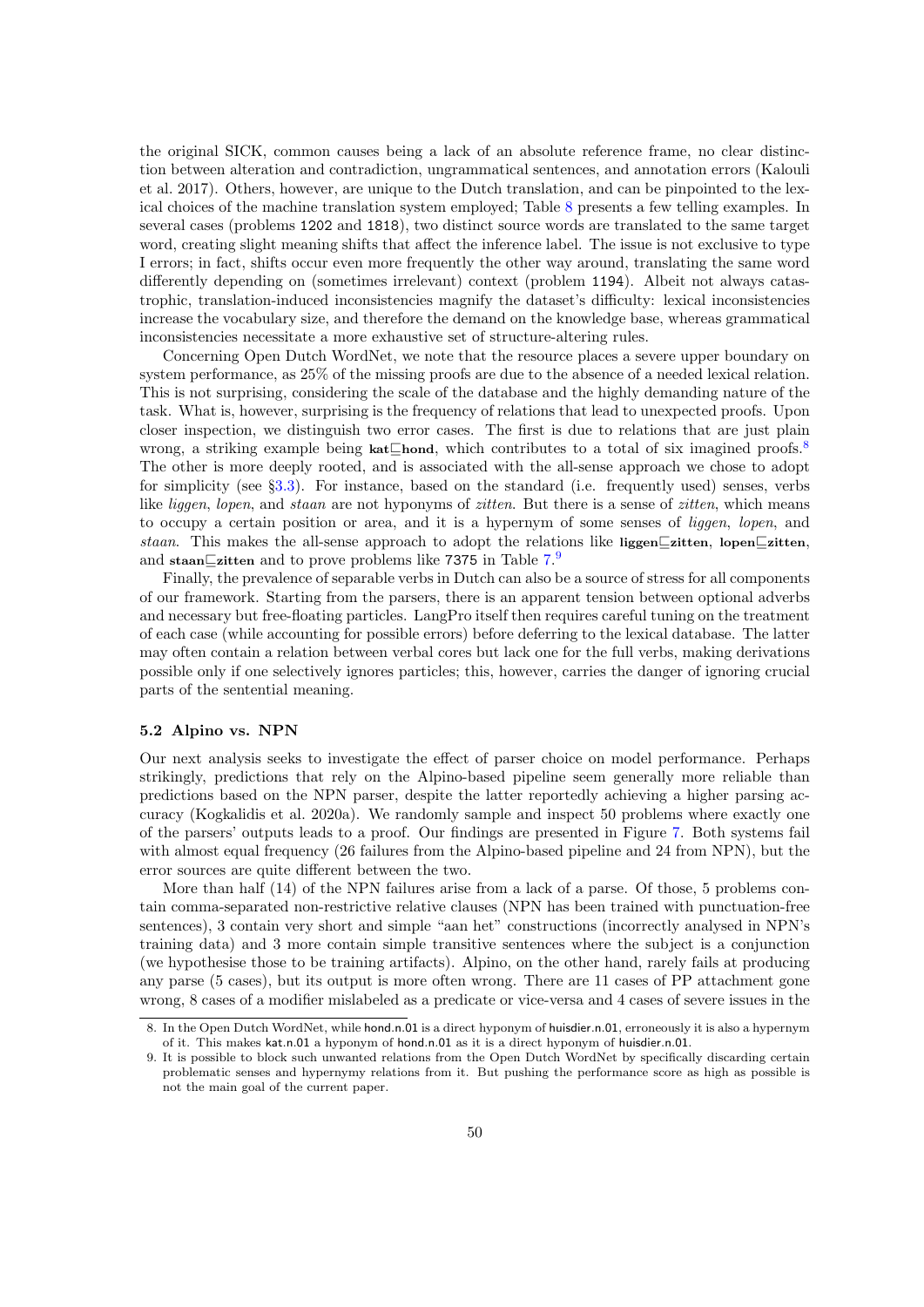the original SICK, common causes being a lack of an absolute reference frame, no clear distinction between alteration and contradiction, ungrammatical sentences, and annotation errors (Kalouli et al. 2017). Others, however, are unique to the Dutch translation, and can be pinpointed to the lexical choices of the machine translation system employed; Table 8 presents a few telling examples. In several cases (problems 1202 and 1818), two distinct source words are translated to the same target word, creating slight meaning shifts that affect the inference label. The issue is not exclusive to type I errors; in fact, shifts occur even more frequently the other way around, translating the same word differently depending on (sometimes irrelevant) context (problem 1194). Albeit not always catastrophic, translation-induced inconsistencies magnify the dataset's difficulty: lexical inconsistencies increase the vocabulary size, and therefore the demand on the knowledge base, whereas grammatical inconsistencies necessitate a more exhaustive set of structure-altering rules.

Concerning Open Dutch WordNet, we note that the resource places a severe upper boundary on system performance, as 25% of the missing proofs are due to the absence of a needed lexical relation. This is not surprising, considering the scale of the database and the highly demanding nature of the task. What is, however, surprising is the frequency of relations that lead to unexpected proofs. Upon closer inspection, we distinguish two error cases. The first is due to relations that are just plain wrong, a striking example being **kat**$\sqsubseteq$**hond**, which contributes to a total of six imagined proofs.[8] The other is more deeply rooted, and is associated with the all-sense approach we chose to adopt for simplicity (see §3.3). For instance, based on the standard (i.e. frequently used) senses, verbs like *liggen*, *lopen*, and *staan* are not hyponyms of *zitten*. But there is a sense of *zitten*, which means to occupy a certain position or area, and it is a hypernym of some senses of *liggen*, *lopen*, and *staan*. This makes the all-sense approach to adopt the relations like **liggen**$\sqsubseteq$**zitten**, **lopen**$\sqsubseteq$**zitten**, and **staan**$\sqsubseteq$**zitten** and to prove problems like 7375 in Table 7.[9]

Finally, the prevalence of separable verbs in Dutch can also be a source of stress for all components of our framework. Starting from the parsers, there is an apparent tension between optional adverbs and necessary but free-floating particles. LangPro itself then requires careful tuning on the treatment of each case (while accounting for possible errors) before deferring to the lexical database. The latter may often contain a relation between verbal cores but lack one for the full verbs, making derivations possible only if one selectively ignores particles; this, however, carries the danger of ignoring crucial parts of the sentential meaning.

### 5.2 Alpino vs. NPN

Our next analysis seeks to investigate the effect of parser choice on model performance. Perhaps strikingly, predictions that rely on the Alpino-based pipeline seem generally more reliable than predictions based on the NPN parser, despite the latter reportedly achieving a higher parsing accuracy (Kogkalidis et al. 2020a). We randomly sample and inspect 50 problems where exactly one of the parsers' outputs leads to a proof. Our findings are presented in Figure 7. Both systems fail with almost equal frequency (26 failures from the Alpino-based pipeline and 24 from NPN), but the error sources are quite different between the two.

More than half (14) of the NPN failures arise from a lack of a parse. Of those, 5 problems contain comma-separated non-restrictive relative clauses (NPN has been trained with punctuation-free sentences), 3 contain very short and simple "aan het" constructions (incorrectly analysed in NPN's training data) and 3 more contain simple transitive sentences where the subject is a conjunction (we hypothesise those to be training artifacts). Alpino, on the other hand, rarely fails at producing any parse (5 cases), but its output is more often wrong. There are 11 cases of PP attachment gone wrong, 8 cases of a modifier mislabeled as a predicate or vice-versa and 4 cases of severe issues in the

8. In the Open Dutch WordNet, while hond.n.01 is a direct hyponym of huisdier.n.01, erroneously it is also a hypernym of it. This makes kat.n.01 a hyponym of hond.n.01 as it is a direct hyponym of huisdier.n.01.

9. It is possible to block such unwanted relations from the Open Dutch WordNet by specifically discarding certain problematic senses and hypernymy relations from it. But pushing the performance score as high as possible is not the main goal of the current paper.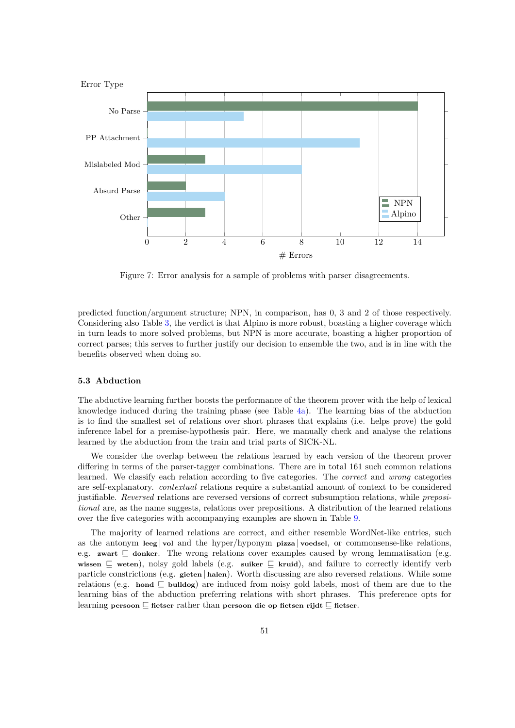Figure 7: Error analysis for a sample of problems with parser disagreements.

predicted function/argument structure; NPN, in comparison, has 0, 3 and 2 of those respectively. Considering also Table 3, the verdict is that Alpino is more robust, boasting a higher coverage which in turn leads to more solved problems, but NPN is more accurate, boasting a higher proportion of correct parses; this serves to further justify our decision to ensemble the two, and is in line with the benefits observed when doing so.

### 5.3 Abduction

The abductive learning further boosts the performance of the theorem prover with the help of lexical knowledge induced during the training phase (see Table 4a). The learning bias of the abduction is to find the smallest set of relations over short phrases that explains (i.e. helps prove) the gold inference label for a premise-hypothesis pair. Here, we manually check and analyse the relations learned by the abduction from the train and trial parts of SICK-NL.

We consider the overlap between the relations learned by each version of the theorem prover differing in terms of the parser-tagger combinations. There are in total 161 such common relations learned. We classify each relation according to five categories. The *correct* and *wrong* categories are self-explanatory. *contextual* relations require a substantial amount of context to be considered justifiable. *Reversed* relations are reversed versions of correct subsumption relations, while *prepositional* are, as the name suggests, relations over prepositions. A distribution of the learned relations over the five categories with accompanying examples are shown in Table 9.

The majority of learned relations are correct, and either resemble WordNet-like entries, such as the antonym **leeg** | **vol** and the hyper/hyponym **pizza** | **voedsel**, or commonsense-like relations, e.g. **zwart** $\sqsubseteq$ **donker**. The wrong relations cover examples caused by wrong lemmatisation (e.g. **wissen** $\sqsubseteq$ **weten**), noisy gold labels (e.g. **suiker** $\sqsubseteq$ **kruid**), and failure to correctly identify verb particle constrictions (e.g. **gieten** | **halen**). Worth discussing are also reversed relations. While some relations (e.g. **hond** $\sqsubseteq$ **bulldog**) are induced from noisy gold labels, most of them are due to the learning bias of the abduction preferring relations with short phrases. This preference opts for learning **persoon** $\sqsubseteq$ **fietser** rather than **persoon die op fietsen rijdt** $\sqsubseteq$ **fietser**.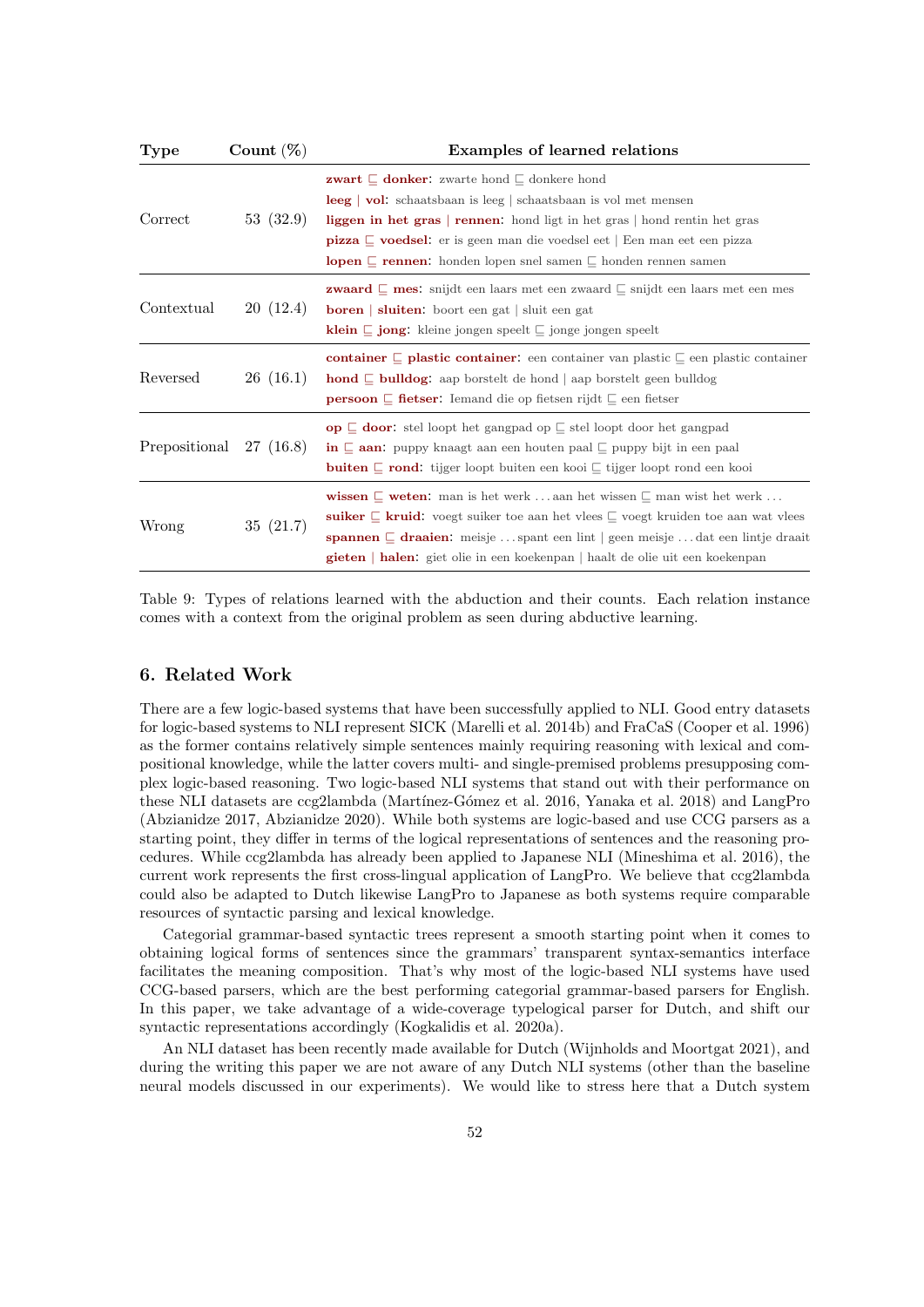| Type | Count (%) | Examples of learned relations |
|---|---|---|
| Correct | 53 (32.9) | **zwart $\sqsubseteq$ donker**: zwarte hond $\sqsubseteq$ donkere hond<br>**leeg \| vol**: schaatsbaan is leeg \| schaatsbaan is vol met mensen<br>**liggen in het gras \| rennen**: hond ligt in het gras \| hond rentin het gras<br>**pizza $\sqsubseteq$ voedsel**: er is geen man die voedsel eet \| Een man eet een pizza<br>**lopen $\sqsubseteq$ rennen**: honden lopen snel samen $\sqsubseteq$ honden rennen samen |
| Contextual | 20 (12.4) | **zwaard $\sqsubseteq$ mes**: snijdt een laars met een zwaard $\sqsubseteq$ snijdt een laars met een mes<br>**boren \| sluiten**: boort een gat \| sluit een gat<br>**klein $\sqsubseteq$ jong**: kleine jongen speelt $\sqsubseteq$ jonge jongen speelt |
| Reversed | 26 (16.1) | **container $\sqsubseteq$ plastic container**: een container van plastic $\sqsubseteq$ een plastic container<br>**hond $\sqsubseteq$ bulldog**: aap borstelt de hond \| aap borstelt geen bulldog<br>**persoon $\sqsubseteq$ fietser**: Iemand die op fietsen rijdt $\sqsubseteq$ een fietser |
| Prepositional | 27 (16.8) | **op $\sqsubseteq$ door**: stel loopt het gangpad op $\sqsubseteq$ stel loopt door het gangpad<br>**in $\sqsubseteq$ aan**: puppy knaagt aan een houten paal $\sqsubseteq$ puppy bijt in een paal<br>**buiten $\sqsubseteq$ rond**: tijger loopt buiten een kooi $\sqsubseteq$ tijger loopt rond een kooi |
| Wrong | 35 (21.7) | **wissen $\sqsubseteq$ weten**: man is het werk ... aan het wissen $\sqsubseteq$ man wist het werk ...<br>**suiker $\sqsubseteq$ kruid**: voegt suiker toe aan het vlees $\sqsubseteq$ voegt kruiden toe aan wat vlees<br>**spannen $\sqsubseteq$ draaien**: meisje ... spant een lint \| geen meisje ... dat een lintje draait<br>**gieten \| halen**: giet olie in een koekenpan \| haalt de olie uit een koekenpan |

Table 9: Types of relations learned with the abduction and their counts. Each relation instance comes with a context from the original problem as seen during abductive learning.

## 6. Related Work

There are a few logic-based systems that have been successfully applied to NLI. Good entry datasets for logic-based systems to NLI represent SICK (Marelli et al. 2014b) and FraCaS (Cooper et al. 1996) as the former contains relatively simple sentences mainly requiring reasoning with lexical and compositional knowledge, while the latter covers multi- and single-premised problems presupposing complex logic-based reasoning. Two logic-based NLI systems that stand out with their performance on these NLI datasets are ccg2lambda (Martínez-Gómez et al. 2016, Yanaka et al. 2018) and LangPro (Abzianidze 2017, Abzianidze 2020). While both systems are logic-based and use CCG parsers as a starting point, they differ in terms of the logical representations of sentences and the reasoning procedures. While ccg2lambda has already been applied to Japanese NLI (Mineshima et al. 2016), the current work represents the first cross-lingual application of LangPro. We believe that ccg2lambda could also be adapted to Dutch likewise LangPro to Japanese as both systems require comparable resources of syntactic parsing and lexical knowledge.

Categorial grammar-based syntactic trees represent a smooth starting point when it comes to obtaining logical forms of sentences since the grammars' transparent syntax-semantics interface facilitates the meaning composition. That's why most of the logic-based NLI systems have used CCG-based parsers, which are the best performing categorial grammar-based parsers for English. In this paper, we take advantage of a wide-coverage typelogical parser for Dutch, and shift our syntactic representations accordingly (Kogkalidis et al. 2020a).

An NLI dataset has been recently made available for Dutch (Wijnholds and Moortgat 2021), and during the writing this paper we are not aware of any Dutch NLI systems (other than the baseline neural models discussed in our experiments). We would like to stress here that a Dutch system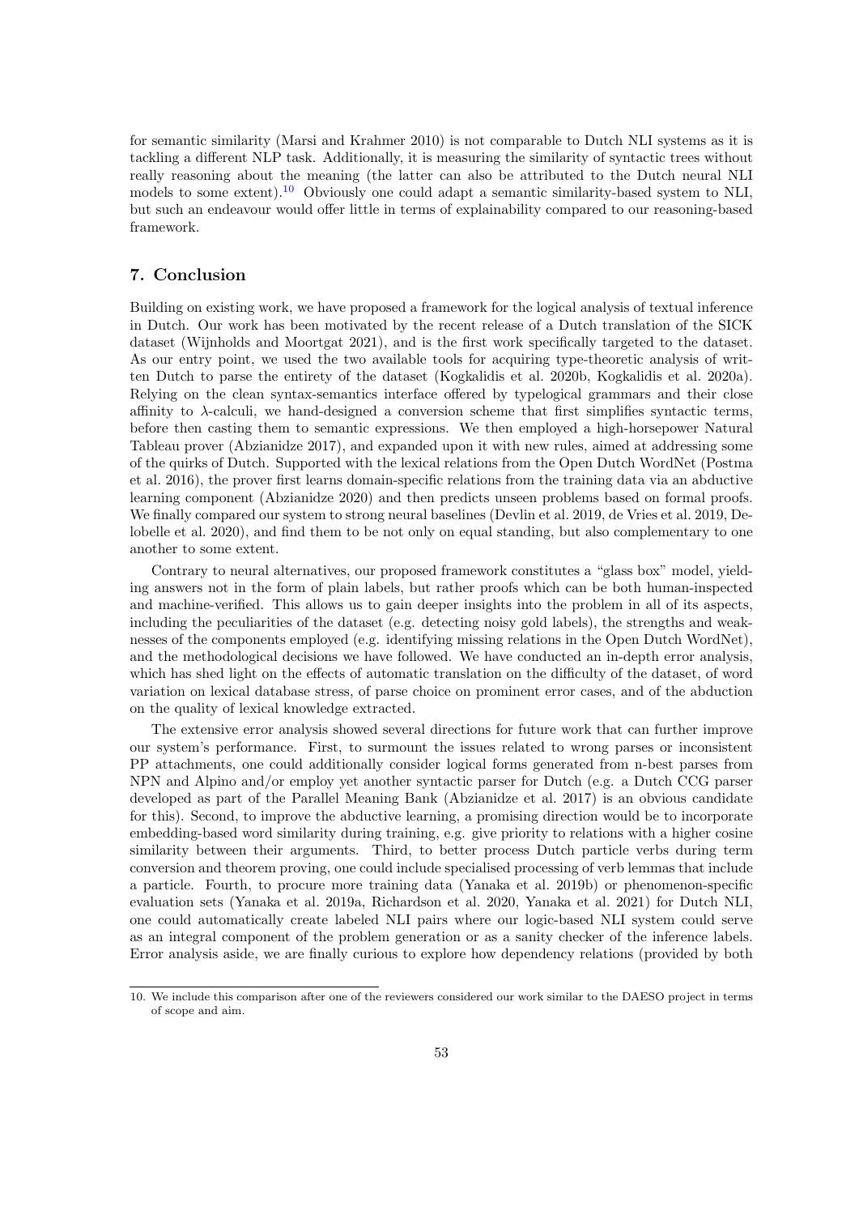for semantic similarity (Marsi and Krahmer 2010) is not comparable to Dutch NLI systems as it is tackling a different NLP task. Additionally, it is measuring the similarity of syntactic trees without really reasoning about the meaning (the latter can also be attributed to the Dutch neural NLI models to some extent).[10] Obviously one could adapt a semantic similarity-based system to NLI, but such an endeavour would offer little in terms of explainability compared to our reasoning-based framework.

## 7. Conclusion

Building on existing work, we have proposed a framework for the logical analysis of textual inference in Dutch. Our work has been motivated by the recent release of a Dutch translation of the SICK dataset (Wijnholds and Moortgat 2021), and is the first work specifically targeted to the dataset. As our entry point, we used the two available tools for acquiring type-theoretic analysis of written Dutch to parse the entirety of the dataset (Kogkalidis et al. 2020b, Kogkalidis et al. 2020a). Relying on the clean syntax-semantics interface offered by typelogical grammars and their close affinity to $\lambda$-calculi, we hand-designed a conversion scheme that first simplifies syntactic terms, before then casting them to semantic expressions. We then employed a high-horsepower Natural Tableau prover (Abzianidze 2017), and expanded upon it with new rules, aimed at addressing some of the quirks of Dutch. Supported with the lexical relations from the Open Dutch WordNet (Postma et al. 2016), the prover first learns domain-specific relations from the training data via an abductive learning component (Abzianidze 2020) and then predicts unseen problems based on formal proofs. We finally compared our system to strong neural baselines (Devlin et al. 2019, de Vries et al. 2019, Delobelle et al. 2020), and find them to be not only on equal standing, but also complementary to one another to some extent.

Contrary to neural alternatives, our proposed framework constitutes a "glass box" model, yielding answers not in the form of plain labels, but rather proofs which can be both human-inspected and machine-verified. This allows us to gain deeper insights into the problem in all of its aspects, including the peculiarities of the dataset (e.g. detecting noisy gold labels), the strengths and weaknesses of the components employed (e.g. identifying missing relations in the Open Dutch WordNet), and the methodological decisions we have followed. We have conducted an in-depth error analysis, which has shed light on the effects of automatic translation on the difficulty of the dataset, of word variation on lexical database stress, of parse choice on prominent error cases, and of the abduction on the quality of lexical knowledge extracted.

The extensive error analysis showed several directions for future work that can further improve our system's performance. First, to surmount the issues related to wrong parses or inconsistent PP attachments, one could additionally consider logical forms generated from n-best parses from NPN and Alpino and/or employ yet another syntactic parser for Dutch (e.g. a Dutch CCG parser developed as part of the Parallel Meaning Bank (Abzianidze et al. 2017) is an obvious candidate for this). Second, to improve the abductive learning, a promising direction would be to incorporate embedding-based word similarity during training, e.g. give priority to relations with a higher cosine similarity between their arguments. Third, to better process Dutch particle verbs during term conversion and theorem proving, one could include specialised processing of verb lemmas that include a particle. Fourth, to procure more training data (Yanaka et al. 2019b) or phenomenon-specific evaluation sets (Yanaka et al. 2019a, Richardson et al. 2020, Yanaka et al. 2021) for Dutch NLI, one could automatically create labeled NLI pairs where our logic-based NLI system could serve as an integral component of the problem generation or as a sanity checker of the inference labels. Error analysis aside, we are finally curious to explore how dependency relations (provided by both

10. We include this comparison after one of the reviewers considered our work similar to the DAESO project in terms of scope and aim.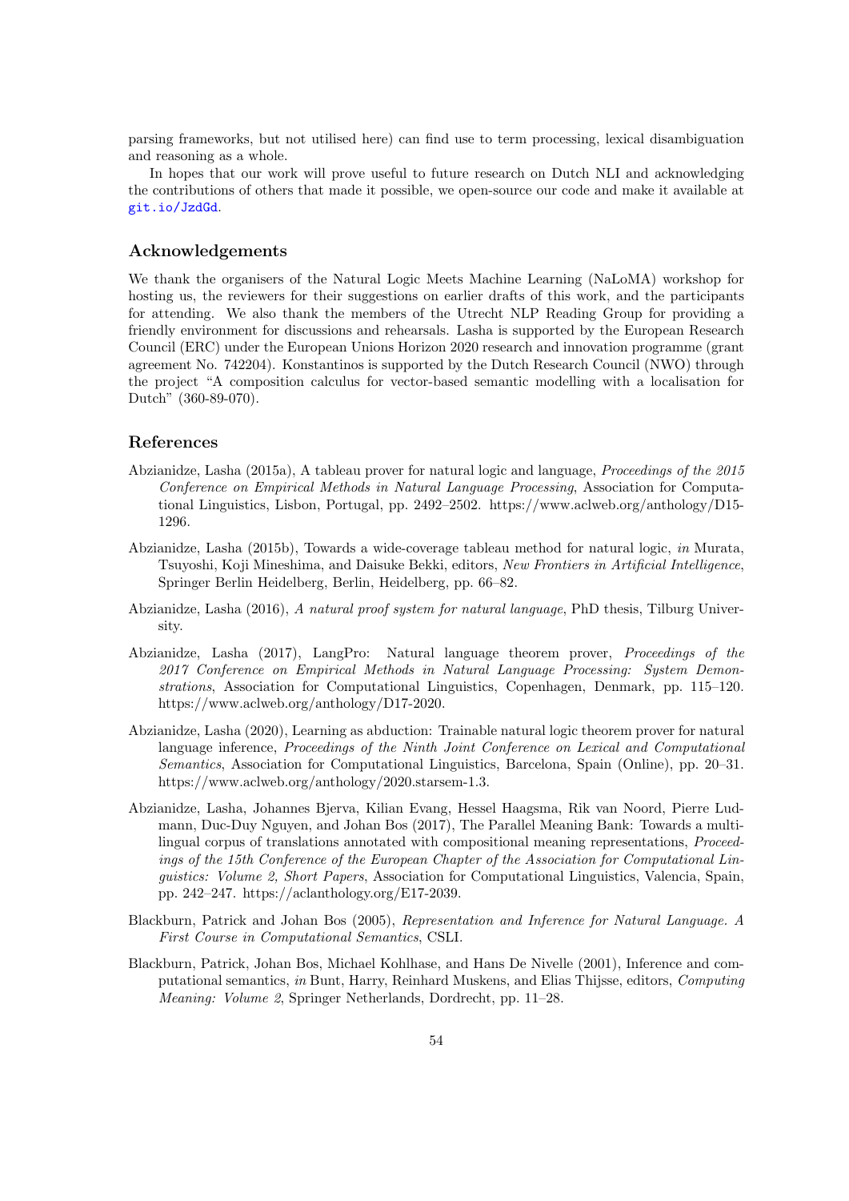parsing frameworks, but not utilised here) can find use to term processing, lexical disambiguation and reasoning as a whole.

In hopes that our work will prove useful to future research on Dutch NLI and acknowledging the contributions of others that made it possible, we open-source our code and make it available at git.io/JzdGd.

## Acknowledgements

We thank the organisers of the Natural Logic Meets Machine Learning (NaLoMA) workshop for hosting us, the reviewers for their suggestions on earlier drafts of this work, and the participants for attending. We also thank the members of the Utrecht NLP Reading Group for providing a friendly environment for discussions and rehearsals. Lasha is supported by the European Research Council (ERC) under the European Unions Horizon 2020 research and innovation programme (grant agreement No. 742204). Konstantinos is supported by the Dutch Research Council (NWO) through the project "A composition calculus for vector-based semantic modelling with a localisation for Dutch" (360-89-070).

## References

Abzianidze, Lasha (2015a), A tableau prover for natural logic and language, *Proceedings of the 2015 Conference on Empirical Methods in Natural Language Processing*, Association for Computational Linguistics, Lisbon, Portugal, pp. 2492–2502. https://www.aclweb.org/anthology/D15-1296.

Abzianidze, Lasha (2015b), Towards a wide-coverage tableau method for natural logic, *in* Murata, Tsuyoshi, Koji Mineshima, and Daisuke Bekki, editors, *New Frontiers in Artificial Intelligence*, Springer Berlin Heidelberg, Berlin, Heidelberg, pp. 66–82.

Abzianidze, Lasha (2016), *A natural proof system for natural language*, PhD thesis, Tilburg University.

Abzianidze, Lasha (2017), LangPro: Natural language theorem prover, *Proceedings of the 2017 Conference on Empirical Methods in Natural Language Processing: System Demonstrations*, Association for Computational Linguistics, Copenhagen, Denmark, pp. 115–120. https://www.aclweb.org/anthology/D17-2020.

Abzianidze, Lasha (2020), Learning as abduction: Trainable natural logic theorem prover for natural language inference, *Proceedings of the Ninth Joint Conference on Lexical and Computational Semantics*, Association for Computational Linguistics, Barcelona, Spain (Online), pp. 20–31. https://www.aclweb.org/anthology/2020.starsem-1.3.

Abzianidze, Lasha, Johannes Bjerva, Kilian Evang, Hessel Haagsma, Rik van Noord, Pierre Ludmann, Duc-Duy Nguyen, and Johan Bos (2017), The Parallel Meaning Bank: Towards a multilingual corpus of translations annotated with compositional meaning representations, *Proceedings of the 15th Conference of the European Chapter of the Association for Computational Linguistics: Volume 2, Short Papers*, Association for Computational Linguistics, Valencia, Spain, pp. 242–247. https://aclanthology.org/E17-2039.

Blackburn, Patrick and Johan Bos (2005), *Representation and Inference for Natural Language. A First Course in Computational Semantics*, CSLI.

Blackburn, Patrick, Johan Bos, Michael Kohlhase, and Hans De Nivelle (2001), Inference and computational semantics, *in* Bunt, Harry, Reinhard Muskens, and Elias Thijsse, editors, *Computing Meaning: Volume 2*, Springer Netherlands, Dordrecht, pp. 11–28.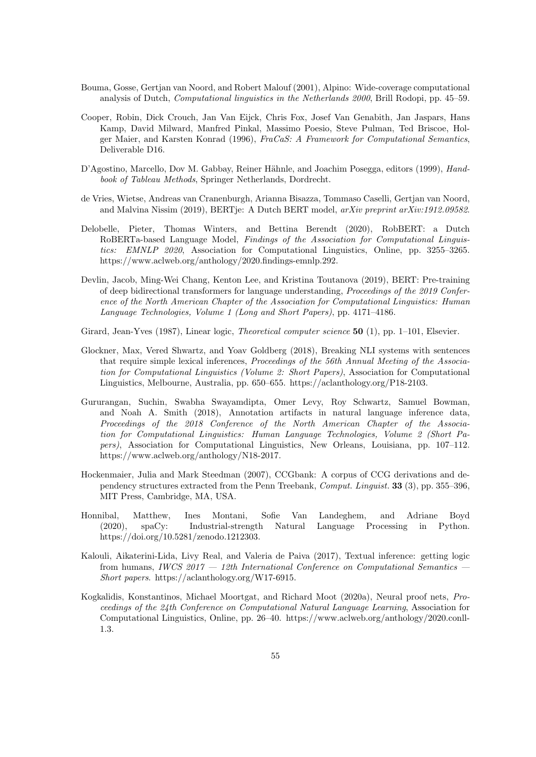Bouma, Gosse, Gertjan van Noord, and Robert Malouf (2001), Alpino: Wide-coverage computational analysis of Dutch, *Computational linguistics in the Netherlands 2000*, Brill Rodopi, pp. 45–59.

Cooper, Robin, Dick Crouch, Jan Van Eijck, Chris Fox, Josef Van Genabith, Jan Jaspars, Hans Kamp, David Milward, Manfred Pinkal, Massimo Poesio, Steve Pulman, Ted Briscoe, Holger Maier, and Karsten Konrad (1996), *FraCaS: A Framework for Computational Semantics*, Deliverable D16.

D'Agostino, Marcello, Dov M. Gabbay, Reiner Hähnle, and Joachim Posegga, editors (1999), *Handbook of Tableau Methods*, Springer Netherlands, Dordrecht.

de Vries, Wietse, Andreas van Cranenburgh, Arianna Bisazza, Tommaso Caselli, Gertjan van Noord, and Malvina Nissim (2019), BERTje: A Dutch BERT model, *arXiv preprint arXiv:1912.09582*.

Delobelle, Pieter, Thomas Winters, and Bettina Berendt (2020), RobBERT: a Dutch RoBERTa-based Language Model, *Findings of the Association for Computational Linguistics: EMNLP 2020*, Association for Computational Linguistics, Online, pp. 3255–3265. https://www.aclweb.org/anthology/2020.findings-emnlp.292.

Devlin, Jacob, Ming-Wei Chang, Kenton Lee, and Kristina Toutanova (2019), BERT: Pre-training of deep bidirectional transformers for language understanding, *Proceedings of the 2019 Conference of the North American Chapter of the Association for Computational Linguistics: Human Language Technologies, Volume 1 (Long and Short Papers)*, pp. 4171–4186.

Girard, Jean-Yves (1987), Linear logic, *Theoretical computer science* **50** (1), pp. 1–101, Elsevier.

Glockner, Max, Vered Shwartz, and Yoav Goldberg (2018), Breaking NLI systems with sentences that require simple lexical inferences, *Proceedings of the 56th Annual Meeting of the Association for Computational Linguistics (Volume 2: Short Papers)*, Association for Computational Linguistics, Melbourne, Australia, pp. 650–655. https://aclanthology.org/P18-2103.

Gururangan, Suchin, Swabha Swayamdipta, Omer Levy, Roy Schwartz, Samuel Bowman, and Noah A. Smith (2018), Annotation artifacts in natural language inference data, *Proceedings of the 2018 Conference of the North American Chapter of the Association for Computational Linguistics: Human Language Technologies, Volume 2 (Short Papers)*, Association for Computational Linguistics, New Orleans, Louisiana, pp. 107–112. https://www.aclweb.org/anthology/N18-2017.

Hockenmaier, Julia and Mark Steedman (2007), CCGbank: A corpus of CCG derivations and dependency structures extracted from the Penn Treebank, *Comput. Linguist.* **33** (3), pp. 355–396, MIT Press, Cambridge, MA, USA.

Honnibal, Matthew, Ines Montani, Sofie Van Landeghem, and Adriane Boyd (2020), spaCy: Industrial-strength Natural Language Processing in Python. https://doi.org/10.5281/zenodo.1212303.

Kalouli, Aikaterini-Lida, Livy Real, and Valeria de Paiva (2017), Textual inference: getting logic from humans, *IWCS 2017 — 12th International Conference on Computational Semantics — Short papers*. https://aclanthology.org/W17-6915.

Kogkalidis, Konstantinos, Michael Moortgat, and Richard Moot (2020a), Neural proof nets, *Proceedings of the 24th Conference on Computational Natural Language Learning*, Association for Computational Linguistics, Online, pp. 26–40. https://www.aclweb.org/anthology/2020.conll-1.3.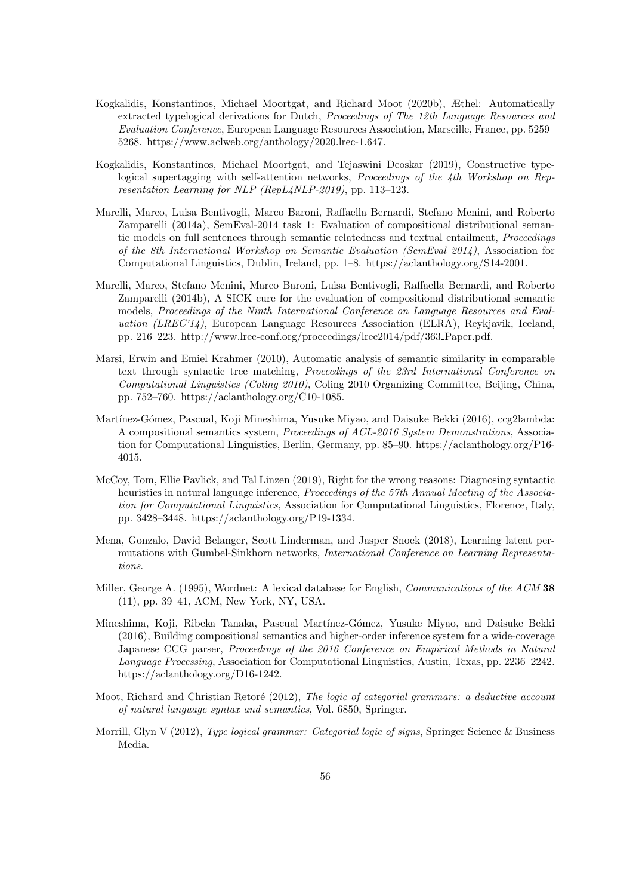Kogkalidis, Konstantinos, Michael Moortgat, and Richard Moot (2020b), Æthel: Automatically extracted typelogical derivations for Dutch, *Proceedings of The 12th Language Resources and Evaluation Conference*, European Language Resources Association, Marseille, France, pp. 5259–5268. https://www.aclweb.org/anthology/2020.lrec-1.647.

Kogkalidis, Konstantinos, Michael Moortgat, and Tejaswini Deoskar (2019), Constructive type-logical supertagging with self-attention networks, *Proceedings of the 4th Workshop on Representation Learning for NLP (RepL4NLP-2019)*, pp. 113–123.

Marelli, Marco, Luisa Bentivogli, Marco Baroni, Raffaella Bernardi, Stefano Menini, and Roberto Zamparelli (2014a), SemEval-2014 task 1: Evaluation of compositional distributional semantic models on full sentences through semantic relatedness and textual entailment, *Proceedings of the 8th International Workshop on Semantic Evaluation (SemEval 2014)*, Association for Computational Linguistics, Dublin, Ireland, pp. 1–8. https://aclanthology.org/S14-2001.

Marelli, Marco, Stefano Menini, Marco Baroni, Luisa Bentivogli, Raffaella Bernardi, and Roberto Zamparelli (2014b), A SICK cure for the evaluation of compositional distributional semantic models, *Proceedings of the Ninth International Conference on Language Resources and Evaluation (LREC'14)*, European Language Resources Association (ELRA), Reykjavik, Iceland, pp. 216–223. http://www.lrec-conf.org/proceedings/lrec2014/pdf/363_Paper.pdf.

Marsi, Erwin and Emiel Krahmer (2010), Automatic analysis of semantic similarity in comparable text through syntactic tree matching, *Proceedings of the 23rd International Conference on Computational Linguistics (Coling 2010)*, Coling 2010 Organizing Committee, Beijing, China, pp. 752–760. https://aclanthology.org/C10-1085.

Martínez-Gómez, Pascual, Koji Mineshima, Yusuke Miyao, and Daisuke Bekki (2016), ccg2lambda: A compositional semantics system, *Proceedings of ACL-2016 System Demonstrations*, Association for Computational Linguistics, Berlin, Germany, pp. 85–90. https://aclanthology.org/P16-4015.

McCoy, Tom, Ellie Pavlick, and Tal Linzen (2019), Right for the wrong reasons: Diagnosing syntactic heuristics in natural language inference, *Proceedings of the 57th Annual Meeting of the Association for Computational Linguistics*, Association for Computational Linguistics, Florence, Italy, pp. 3428–3448. https://aclanthology.org/P19-1334.

Mena, Gonzalo, David Belanger, Scott Linderman, and Jasper Snoek (2018), Learning latent permutations with Gumbel-Sinkhorn networks, *International Conference on Learning Representations*.

Miller, George A. (1995), Wordnet: A lexical database for English, *Communications of the ACM* **38** (11), pp. 39–41, ACM, New York, NY, USA.

Mineshima, Koji, Ribeka Tanaka, Pascual Martínez-Gómez, Yusuke Miyao, and Daisuke Bekki (2016), Building compositional semantics and higher-order inference system for a wide-coverage Japanese CCG parser, *Proceedings of the 2016 Conference on Empirical Methods in Natural Language Processing*, Association for Computational Linguistics, Austin, Texas, pp. 2236–2242. https://aclanthology.org/D16-1242.

Moot, Richard and Christian Retoré (2012), *The logic of categorial grammars: a deductive account of natural language syntax and semantics*, Vol. 6850, Springer.

Morrill, Glyn V (2012), *Type logical grammar: Categorial logic of signs*, Springer Science & Business Media.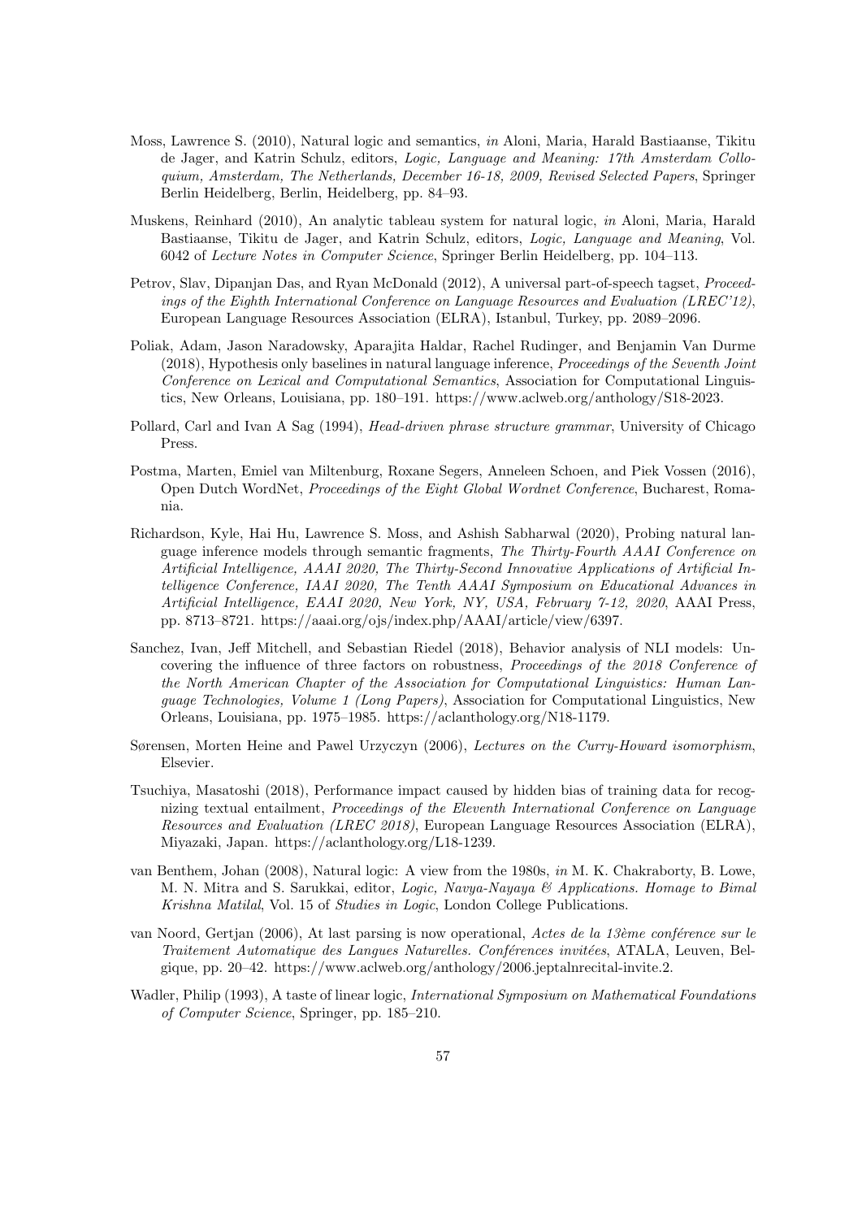Moss, Lawrence S. (2010), Natural logic and semantics, *in* Aloni, Maria, Harald Bastiaanse, Tikitu de Jager, and Katrin Schulz, editors, *Logic, Language and Meaning: 17th Amsterdam Colloquium, Amsterdam, The Netherlands, December 16-18, 2009, Revised Selected Papers*, Springer Berlin Heidelberg, Berlin, Heidelberg, pp. 84–93.

Muskens, Reinhard (2010), An analytic tableau system for natural logic, *in* Aloni, Maria, Harald Bastiaanse, Tikitu de Jager, and Katrin Schulz, editors, *Logic, Language and Meaning*, Vol. 6042 of *Lecture Notes in Computer Science*, Springer Berlin Heidelberg, pp. 104–113.

Petrov, Slav, Dipanjan Das, and Ryan McDonald (2012), A universal part-of-speech tagset, *Proceedings of the Eighth International Conference on Language Resources and Evaluation (LREC'12)*, European Language Resources Association (ELRA), Istanbul, Turkey, pp. 2089–2096.

Poliak, Adam, Jason Naradowsky, Aparajita Haldar, Rachel Rudinger, and Benjamin Van Durme (2018), Hypothesis only baselines in natural language inference, *Proceedings of the Seventh Joint Conference on Lexical and Computational Semantics*, Association for Computational Linguistics, New Orleans, Louisiana, pp. 180–191. https://www.aclweb.org/anthology/S18-2023.

Pollard, Carl and Ivan A Sag (1994), *Head-driven phrase structure grammar*, University of Chicago Press.

Postma, Marten, Emiel van Miltenburg, Roxane Segers, Anneleen Schoen, and Piek Vossen (2016), Open Dutch WordNet, *Proceedings of the Eight Global Wordnet Conference*, Bucharest, Romania.

Richardson, Kyle, Hai Hu, Lawrence S. Moss, and Ashish Sabharwal (2020), Probing natural language inference models through semantic fragments, *The Thirty-Fourth AAAI Conference on Artificial Intelligence, AAAI 2020, The Thirty-Second Innovative Applications of Artificial Intelligence Conference, IAAI 2020, The Tenth AAAI Symposium on Educational Advances in Artificial Intelligence, EAAI 2020, New York, NY, USA, February 7-12, 2020*, AAAI Press, pp. 8713–8721. https://aaai.org/ojs/index.php/AAAI/article/view/6397.

Sanchez, Ivan, Jeff Mitchell, and Sebastian Riedel (2018), Behavior analysis of NLI models: Uncovering the influence of three factors on robustness, *Proceedings of the 2018 Conference of the North American Chapter of the Association for Computational Linguistics: Human Language Technologies, Volume 1 (Long Papers)*, Association for Computational Linguistics, New Orleans, Louisiana, pp. 1975–1985. https://aclanthology.org/N18-1179.

Sørensen, Morten Heine and Pawel Urzyczyn (2006), *Lectures on the Curry-Howard isomorphism*, Elsevier.

Tsuchiya, Masatoshi (2018), Performance impact caused by hidden bias of training data for recognizing textual entailment, *Proceedings of the Eleventh International Conference on Language Resources and Evaluation (LREC 2018)*, European Language Resources Association (ELRA), Miyazaki, Japan. https://aclanthology.org/L18-1239.

van Benthem, Johan (2008), Natural logic: A view from the 1980s, *in* M. K. Chakraborty, B. Lowe, M. N. Mitra and S. Sarukkai, editor, *Logic, Navya-Nayaya & Applications. Homage to Bimal Krishna Matilal*, Vol. 15 of *Studies in Logic*, London College Publications.

van Noord, Gertjan (2006), At last parsing is now operational, *Actes de la 13ème conférence sur le Traitement Automatique des Langues Naturelles. Conférences invitées*, ATALA, Leuven, Belgique, pp. 20–42. https://www.aclweb.org/anthology/2006.jeptalnrecital-invite.2.

Wadler, Philip (1993), A taste of linear logic, *International Symposium on Mathematical Foundations of Computer Science*, Springer, pp. 185–210.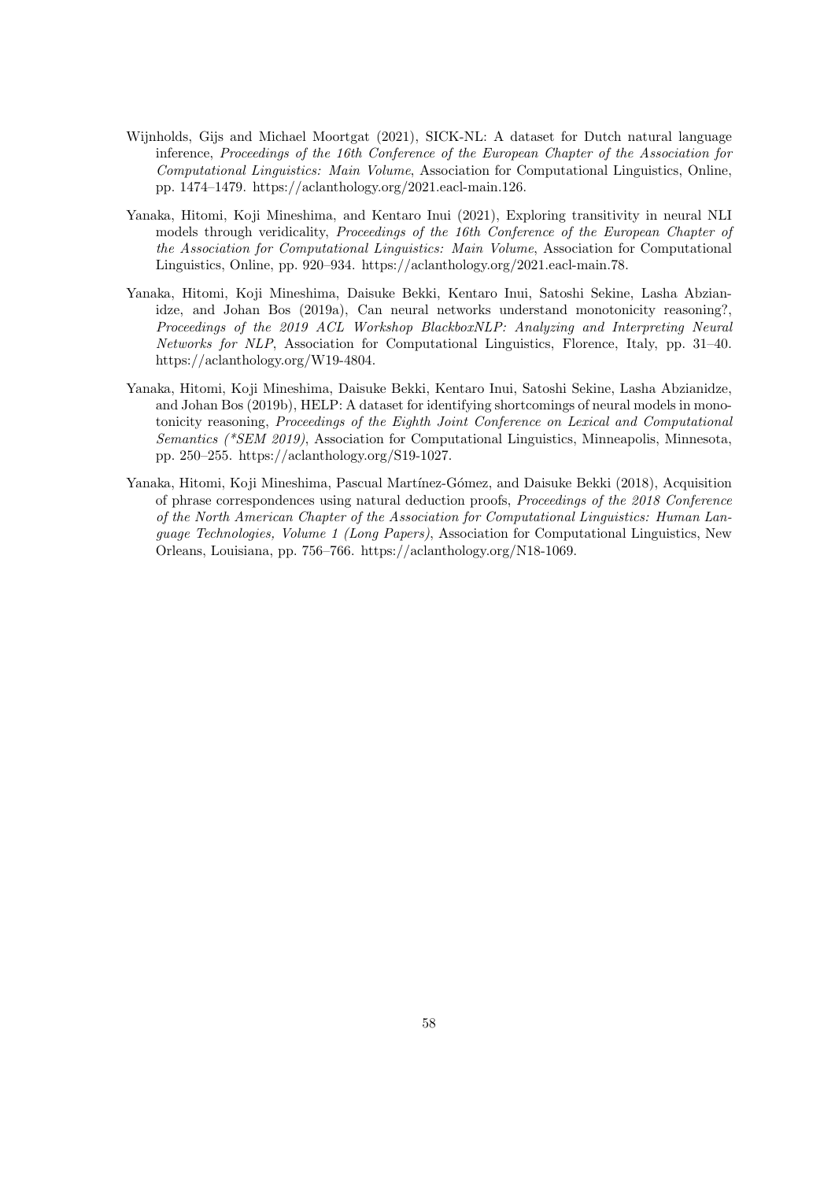Wijnholds, Gijs and Michael Moortgat (2021), SICK-NL: A dataset for Dutch natural language inference, *Proceedings of the 16th Conference of the European Chapter of the Association for Computational Linguistics: Main Volume*, Association for Computational Linguistics, Online, pp. 1474–1479. https://aclanthology.org/2021.eacl-main.126.

Yanaka, Hitomi, Koji Mineshima, and Kentaro Inui (2021), Exploring transitivity in neural NLI models through veridicality, *Proceedings of the 16th Conference of the European Chapter of the Association for Computational Linguistics: Main Volume*, Association for Computational Linguistics, Online, pp. 920–934. https://aclanthology.org/2021.eacl-main.78.

Yanaka, Hitomi, Koji Mineshima, Daisuke Bekki, Kentaro Inui, Satoshi Sekine, Lasha Abzianidze, and Johan Bos (2019a), Can neural networks understand monotonicity reasoning?, *Proceedings of the 2019 ACL Workshop BlackboxNLP: Analyzing and Interpreting Neural Networks for NLP*, Association for Computational Linguistics, Florence, Italy, pp. 31–40. https://aclanthology.org/W19-4804.

Yanaka, Hitomi, Koji Mineshima, Daisuke Bekki, Kentaro Inui, Satoshi Sekine, Lasha Abzianidze, and Johan Bos (2019b), HELP: A dataset for identifying shortcomings of neural models in monotonicity reasoning, *Proceedings of the Eighth Joint Conference on Lexical and Computational Semantics (*SEM 2019)*, Association for Computational Linguistics, Minneapolis, Minnesota, pp. 250–255. https://aclanthology.org/S19-1027.

Yanaka, Hitomi, Koji Mineshima, Pascual Martínez-Gómez, and Daisuke Bekki (2018), Acquisition of phrase correspondences using natural deduction proofs, *Proceedings of the 2018 Conference of the North American Chapter of the Association for Computational Linguistics: Human Language Technologies, Volume 1 (Long Papers)*, Association for Computational Linguistics, New Orleans, Louisiana, pp. 756–766. https://aclanthology.org/N18-1069.